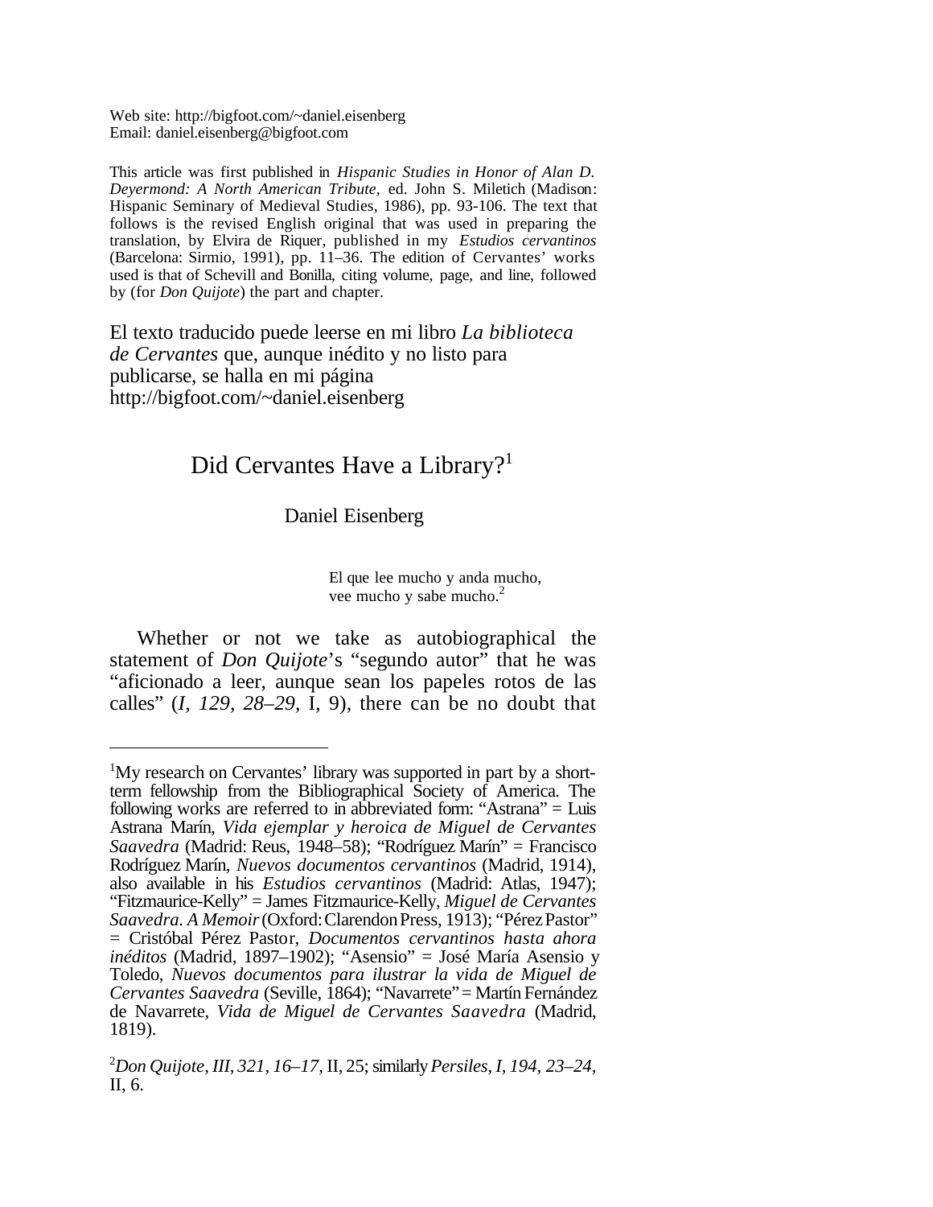Web site: http://bigfoot.com/~daniel.eisenberg
Email: daniel.eisenberg@bigfoot.com

This article was first published in *Hispanic Studies in Honor of Alan D. Deyermond: A North American Tribute,* ed. John S. Miletich (Madison: Hispanic Seminary of Medieval Studies, 1986), pp. 93-106. The text that follows is the revised English original that was used in preparing the translation, by Elvira de Riquer, published in my *Estudios cervantinos* (Barcelona: Sirmio, 1991), pp. 11–36. The edition of Cervantes' works used is that of Schevill and Bonilla, citing volume, page, and line, followed by (for *Don Quijote*) the part and chapter.

El texto traducido puede leerse en mi libro *La biblioteca de Cervantes* que, aunque inédito y no listo para publicarse, se halla en mi página http://bigfoot.com/~daniel.eisenberg

# Did Cervantes Have a Library?[1]

Daniel Eisenberg

> El que lee mucho y anda mucho,
> vee mucho y sabe mucho.[2]

Whether or not we take as autobiographical the statement of *Don Quijote*'s "segundo autor" that he was "aficionado a leer, aunque sean los papeles rotos de las calles" (*I, 129, 28–29,* I, 9), there can be no doubt that

---

[1]My research on Cervantes' library was supported in part by a short-term fellowship from the Bibliographical Society of America. The following works are referred to in abbreviated form: "Astrana" = Luis Astrana Marín, *Vida ejemplar y heroica de Miguel de Cervantes Saavedra* (Madrid: Reus, 1948–58); "Rodríguez Marín" = Francisco Rodríguez Marín, *Nuevos documentos cervantinos* (Madrid, 1914), also available in his *Estudios cervantinos* (Madrid: Atlas, 1947); "Fitzmaurice-Kelly" = James Fitzmaurice-Kelly, *Miguel de Cervantes Saavedra. A Memoir* (Oxford: Clarendon Press, 1913); "Pérez Pastor" = Cristóbal Pérez Pastor, *Documentos cervantinos hasta ahora inéditos* (Madrid, 1897–1902); "Asensio" = José María Asensio y Toledo, *Nuevos documentos para ilustrar la vida de Miguel de Cervantes Saavedra* (Seville, 1864); "Navarrete" = Martín Fernández de Navarrete, *Vida de Miguel de Cervantes Saavedra* (Madrid, 1819).

[2]*Don Quijote, III, 321, 16–17,* II, 25; similarly *Persiles, I, 194, 23–24,* II, 6.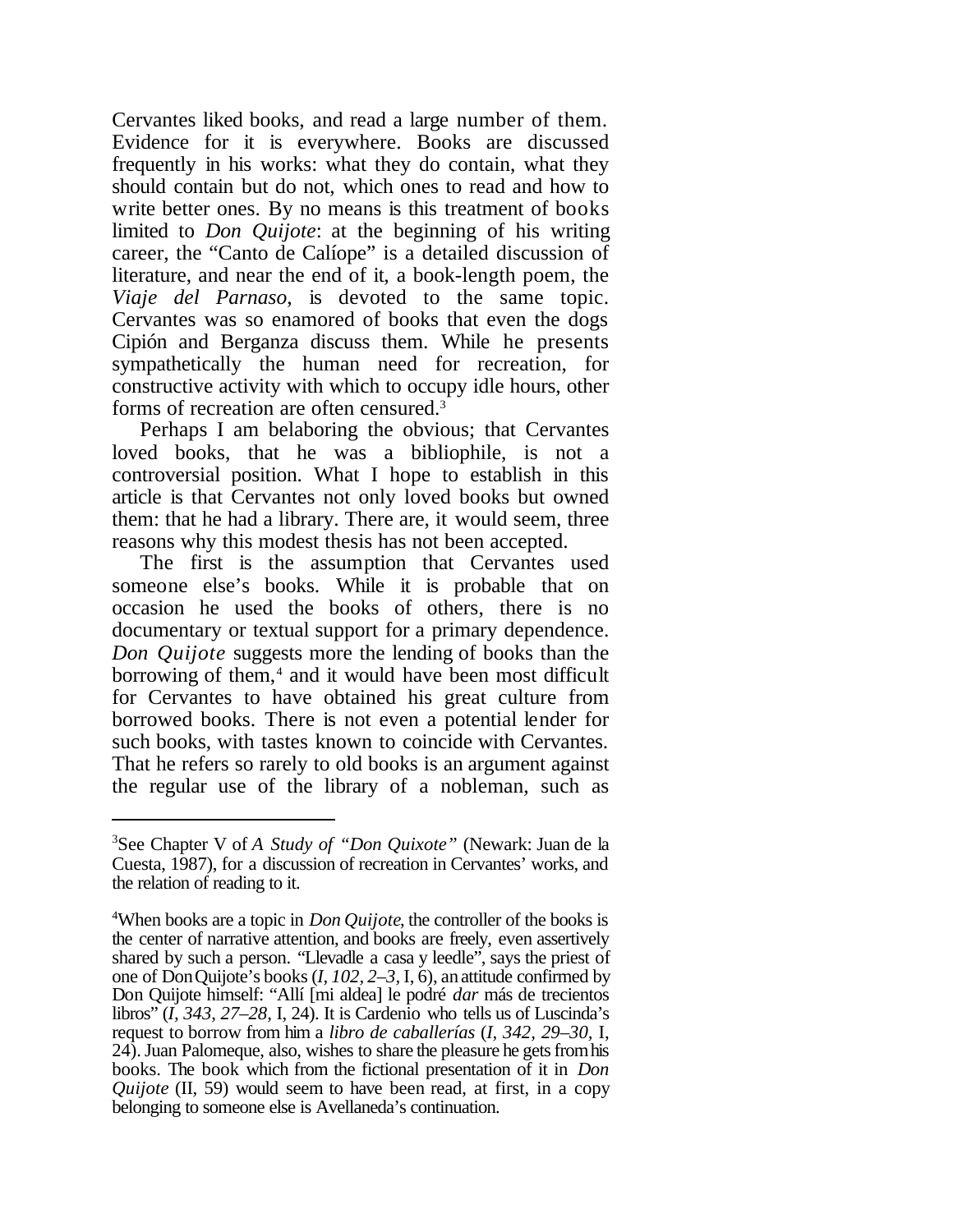Cervantes liked books, and read a large number of them. Evidence for it is everywhere. Books are discussed frequently in his works: what they do contain, what they should contain but do not, which ones to read and how to write better ones. By no means is this treatment of books limited to *Don Quijote*: at the beginning of his writing career, the "Canto de Calíope" is a detailed discussion of literature, and near the end of it, a book-length poem, the *Viaje del Parnaso*, is devoted to the same topic. Cervantes was so enamored of books that even the dogs Cipión and Berganza discuss them. While he presents sympathetically the human need for recreation, for constructive activity with which to occupy idle hours, other forms of recreation are often censured.[3]

Perhaps I am belaboring the obvious; that Cervantes loved books, that he was a bibliophile, is not a controversial position. What I hope to establish in this article is that Cervantes not only loved books but owned them: that he had a library. There are, it would seem, three reasons why this modest thesis has not been accepted.

The first is the assumption that Cervantes used someone else's books. While it is probable that on occasion he used the books of others, there is no documentary or textual support for a primary dependence. *Don Quijote* suggests more the lending of books than the borrowing of them,[4] and it would have been most difficult for Cervantes to have obtained his great culture from borrowed books. There is not even a potential lender for such books, with tastes known to coincide with Cervantes. That he refers so rarely to old books is an argument against the regular use of the library of a nobleman, such as

---

[3]See Chapter V of *A Study of "Don Quixote"* (Newark: Juan de la Cuesta, 1987), for a discussion of recreation in Cervantes' works, and the relation of reading to it.

[4]When books are a topic in *Don Quijote*, the controller of the books is the center of narrative attention, and books are freely, even assertively shared by such a person. "Llevadle a casa y leedle", says the priest of one of Don Quijote's books (*I, 102, 2–3,* I, 6), an attitude confirmed by Don Quijote himself: "Allí [mi aldea] le podré *dar* más de trecientos libros" (*I, 343, 27–28,* I, 24). It is Cardenio who tells us of Luscinda's request to borrow from him a *libro de caballerías* (*I, 342, 29–30,* I, 24). Juan Palomeque, also, wishes to share the pleasure he gets from his books. The book which from the fictional presentation of it in *Don Quijote* (II, 59) would seem to have been read, at first, in a copy belonging to someone else is Avellaneda's continuation.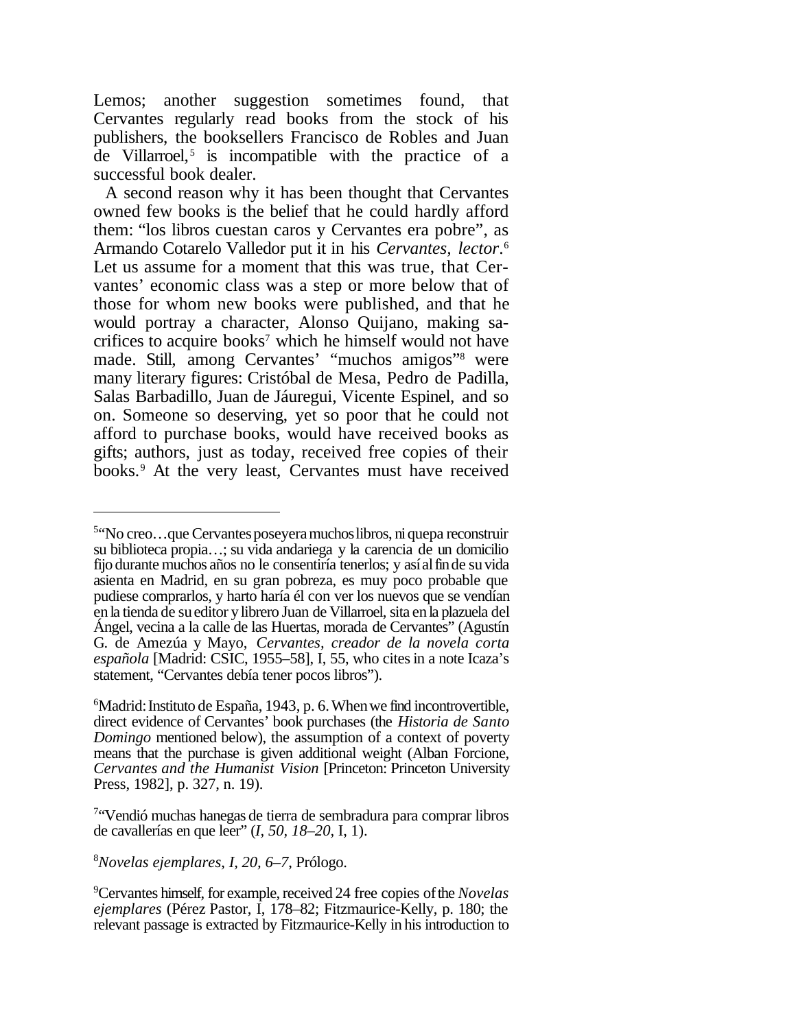Lemos; another suggestion sometimes found, that Cervantes regularly read books from the stock of his publishers, the booksellers Francisco de Robles and Juan de Villarroel,[5] is incompatible with the practice of a successful book dealer.

A second reason why it has been thought that Cervantes owned few books is the belief that he could hardly afford them: "los libros cuestan caros y Cervantes era pobre", as Armando Cotarelo Valledor put it in his *Cervantes, lector*.[6] Let us assume for a moment that this was true, that Cervantes' economic class was a step or more below that of those for whom new books were published, and that he would portray a character, Alonso Quijano, making sacrifices to acquire books[7] which he himself would not have made. Still, among Cervantes' "muchos amigos"[8] were many literary figures: Cristóbal de Mesa, Pedro de Padilla, Salas Barbadillo, Juan de Jáuregui, Vicente Espinel, and so on. Someone so deserving, yet so poor that he could not afford to purchase books, would have received books as gifts; authors, just as today, received free copies of their books.[9] At the very least, Cervantes must have received

---

[5]"No creo…que Cervantes poseyera muchos libros, ni quepa reconstruir su biblioteca propia…; su vida andariega y la carencia de un domicilio fijo durante muchos años no le consentiría tenerlos; y así al fin de su vida asienta en Madrid, en su gran pobreza, es muy poco probable que pudiese comprarlos, y harto haría él con ver los nuevos que se vendían en la tienda de su editor y librero Juan de Villarroel, sita en la plazuela del Ángel, vecina a la calle de las Huertas, morada de Cervantes" (Agustín G. de Amezúa y Mayo, *Cervantes, creador de la novela corta española* [Madrid: CSIC, 1955–58], I, 55, who cites in a note Icaza's statement, "Cervantes debía tener pocos libros").

[6]Madrid: Instituto de España, 1943, p. 6. When we find incontrovertible, direct evidence of Cervantes' book purchases (the *Historia de Santo Domingo* mentioned below), the assumption of a context of poverty means that the purchase is given additional weight (Alban Forcione, *Cervantes and the Humanist Vision* [Princeton: Princeton University Press, 1982], p. 327, n. 19).

[7]"Vendió muchas hanegas de tierra de sembradura para comprar libros de cavallerías en que leer" (*I, 50, 18–20,* I, 1).

[8]*Novelas ejemplares, I, 20, 6–7,* Prólogo.

[9]Cervantes himself, for example, received 24 free copies of the *Novelas ejemplares* (Pérez Pastor, I, 178–82; Fitzmaurice-Kelly, p. 180; the relevant passage is extracted by Fitzmaurice-Kelly in his introduction to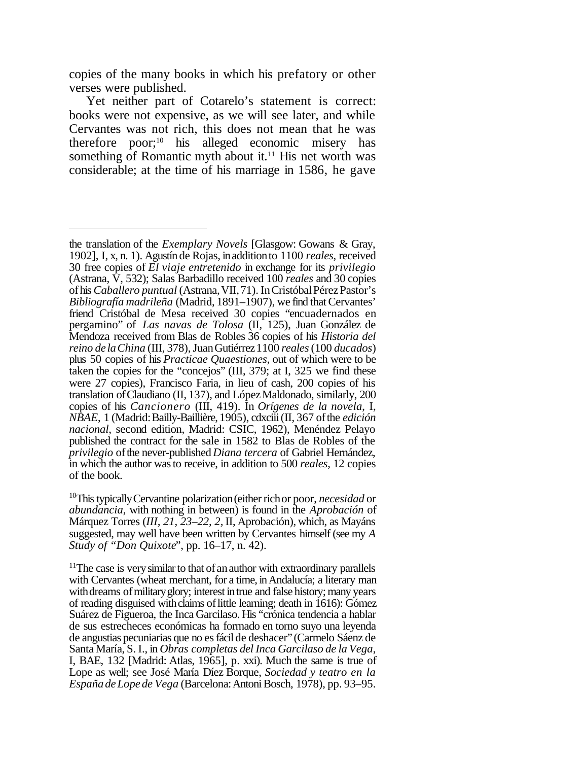copies of the many books in which his prefatory or other verses were published.

Yet neither part of Cotarelo's statement is correct: books were not expensive, as we will see later, and while Cervantes was not rich, this does not mean that he was therefore poor;[10] his alleged economic misery has something of Romantic myth about it.[11] His net worth was considerable; at the time of his marriage in 1586, he gave

---

the translation of the *Exemplary Novels* [Glasgow: Gowans & Gray, 1902], I, x, n. 1). Agustín de Rojas, in addition to 1100 *reales*, received 30 free copies of *El viaje entretenido* in exchange for its *privilegio* (Astrana, V, 532); Salas Barbadillo received 100 *reales* and 30 copies of his *Caballero puntual* (Astrana, VII, 71). In Cristóbal Pérez Pastor's *Bibliografía madrileña* (Madrid, 1891–1907), we find that Cervantes' friend Cristóbal de Mesa received 30 copies "encuadernados en pergamino" of *Las navas de Tolosa* (II, 125), Juan González de Mendoza received from Blas de Robles 36 copies of his *Historia del reino de la China* (III, 378), Juan Gutiérrez 1100 *reales* (100 *ducados*) plus 50 copies of his *Practicae Quaestiones*, out of which were to be taken the copies for the "concejos" (III, 379; at I, 325 we find these were 27 copies), Francisco Faria, in lieu of cash, 200 copies of his translation of Claudiano (II, 137), and López Maldonado, similarly, 200 copies of his *Cancionero* (III, 419). In *Orígenes de la novela*, I, *NBAE*, 1 (Madrid: Bailly-Baillière, 1905), cdxciii (II, 367 of the *edición nacional*, second edition, Madrid: CSIC, 1962), Menéndez Pelayo published the contract for the sale in 1582 to Blas de Robles of the *privilegio* of the never-published *Diana tercera* of Gabriel Hernández, in which the author was to receive, in addition to 500 *reales*, 12 copies of the book.

[10] This typically Cervantine polarization (either rich or poor, *necesidad* or *abundancia*, with nothing in between) is found in the *Aprobación* of Márquez Torres (*III, 21, 23–22, 2,* II, Aprobación), which, as Mayáns suggested, may well have been written by Cervantes himself (see my *A Study of "Don Quixote"*, pp. 16–17, n. 42).

[11] The case is very similar to that of an author with extraordinary parallels with Cervantes (wheat merchant, for a time, in Andalucía; a literary man with dreams of military glory; interest in true and false history; many years of reading disguised with claims of little learning; death in 1616): Gómez Suárez de Figueroa, the Inca Garcilaso. His "crónica tendencia a hablar de sus estrecheces económicas ha formado en torno suyo una leyenda de angustias pecuniarias que no es fácil de deshacer" (Carmelo Sáenz de Santa María, S. I., in *Obras completas del Inca Garcilaso de la Vega*, I, BAE, 132 [Madrid: Atlas, 1965], p. xxi). Much the same is true of Lope as well; see José María Díez Borque, *Sociedad y teatro en la España de Lope de Vega* (Barcelona: Antoni Bosch, 1978), pp. 93–95.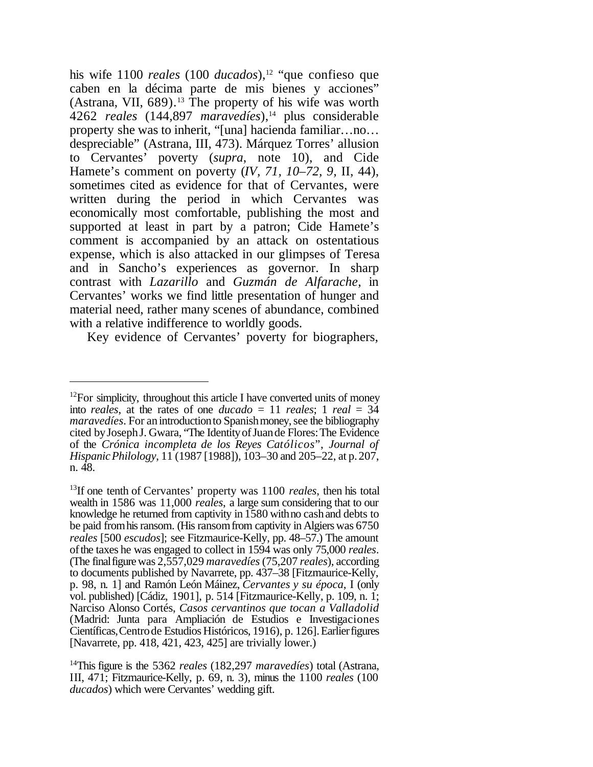his wife 1100 *reales* (100 *ducados*),[12] "que confieso que caben en la décima parte de mis bienes y acciones" (Astrana, VII, 689).[13] The property of his wife was worth 4262 *reales* (144,897 *maravedíes*),[14] plus considerable property she was to inherit, "[una] hacienda familiar…no… despreciable" (Astrana, III, 473). Márquez Torres' allusion to Cervantes' poverty (*supra*, note 10), and Cide Hamete's comment on poverty (*IV, 71, 10–72, 9,* II, 44), sometimes cited as evidence for that of Cervantes, were written during the period in which Cervantes was economically most comfortable, publishing the most and supported at least in part by a patron; Cide Hamete's comment is accompanied by an attack on ostentatious expense, which is also attacked in our glimpses of Teresa and in Sancho's experiences as governor. In sharp contrast with *Lazarillo* and *Guzmán de Alfarache*, in Cervantes' works we find little presentation of hunger and material need, rather many scenes of abundance, combined with a relative indifference to worldly goods.

Key evidence of Cervantes' poverty for biographers,

---

[12]For simplicity, throughout this article I have converted units of money into *reales*, at the rates of one *ducado* = 11 *reales*; 1 *real* = 34 *maravedíes*. For an introduction to Spanish money, see the bibliography cited by Joseph J. Gwara, "The Identity of Juan de Flores: The Evidence of the *Crónica incompleta de los Reyes Católicos*", *Journal of Hispanic Philology*, 11 (1987 [1988]), 103–30 and 205–22, at p. 207, n. 48.

[13]If one tenth of Cervantes' property was 1100 *reales*, then his total wealth in 1586 was 11,000 *reales*, a large sum considering that to our knowledge he returned from captivity in 1580 with no cash and debts to be paid from his ransom. (His ransom from captivity in Algiers was 6750 *reales* [500 *escudos*]; see Fitzmaurice-Kelly, pp. 48–57.) The amount of the taxes he was engaged to collect in 1594 was only 75,000 *reales*. (The final figure was 2,557,029 *maravedíes* (75,207 *reales*), according to documents published by Navarrete, pp. 437–38 [Fitzmaurice-Kelly, p. 98, n. 1] and Ramón León Máinez, *Cervantes y su época*, I (only vol. published) [Cádiz, 1901], p. 514 [Fitzmaurice-Kelly, p. 109, n. 1; Narciso Alonso Cortés, *Casos cervantinos que tocan a Valladolid* (Madrid: Junta para Ampliación de Estudios e Investigaciones Científicas, Centro de Estudios Históricos, 1916), p. 126]. Earlier figures [Navarrete, pp. 418, 421, 423, 425] are trivially lower.)

[14]This figure is the 5362 *reales* (182,297 *maravedíes*) total (Astrana, III, 471; Fitzmaurice-Kelly, p. 69, n. 3), minus the 1100 *reales* (100 *ducados*) which were Cervantes' wedding gift.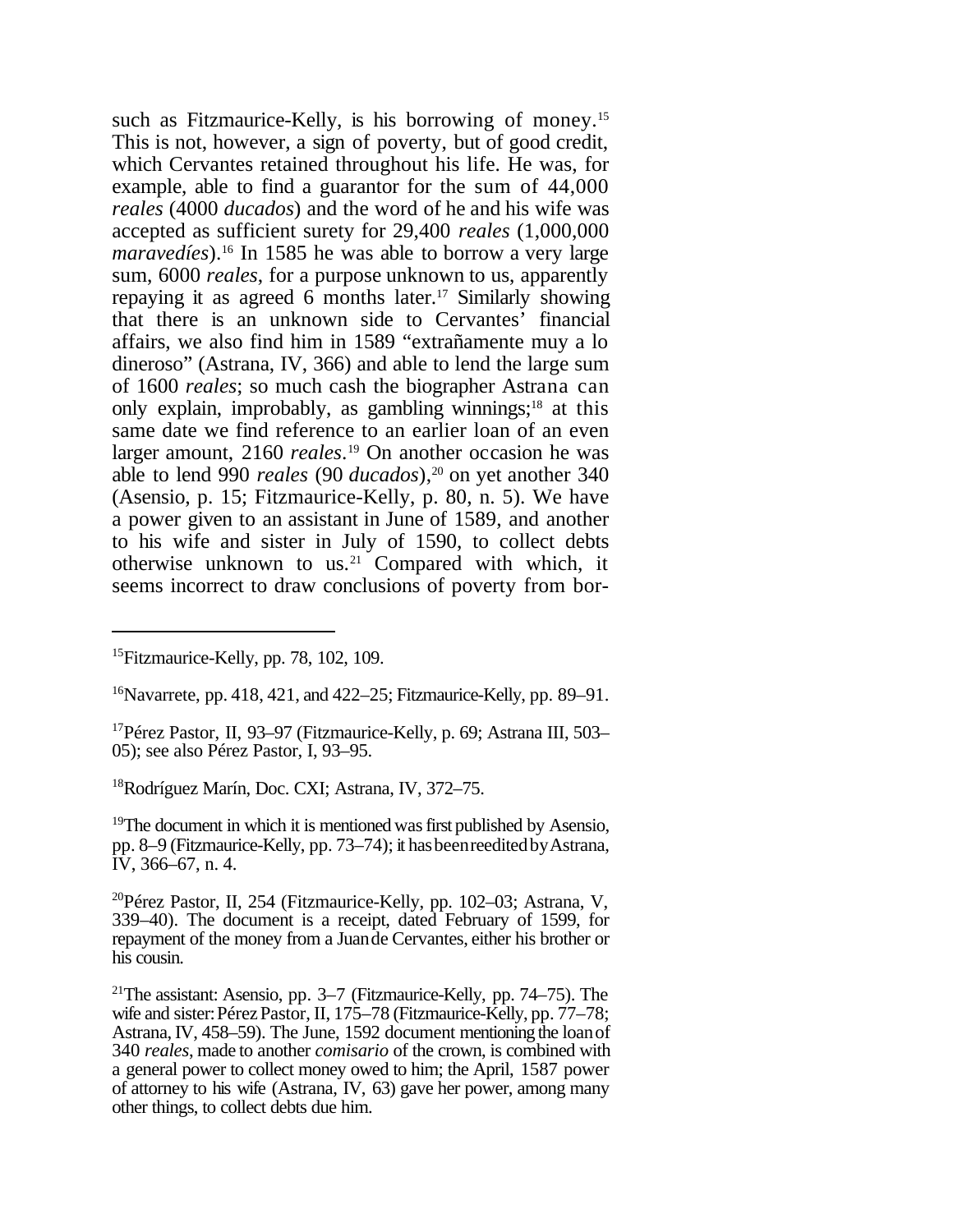such as Fitzmaurice-Kelly, is his borrowing of money.[15] This is not, however, a sign of poverty, but of good credit, which Cervantes retained throughout his life. He was, for example, able to find a guarantor for the sum of 44,000 *reales* (4000 *ducados*) and the word of he and his wife was accepted as sufficient surety for 29,400 *reales* (1,000,000 *maravedíes*).[16] In 1585 he was able to borrow a very large sum, 6000 *reales*, for a purpose unknown to us, apparently repaying it as agreed 6 months later.[17] Similarly showing that there is an unknown side to Cervantes' financial affairs, we also find him in 1589 "extrañamente muy a lo dineroso" (Astrana, IV, 366) and able to lend the large sum of 1600 *reales*; so much cash the biographer Astrana can only explain, improbably, as gambling winnings;[18] at this same date we find reference to an earlier loan of an even larger amount, 2160 *reales*.[19] On another occasion he was able to lend 990 *reales* (90 *ducados*),[20] on yet another 340 (Asensio, p. 15; Fitzmaurice-Kelly, p. 80, n. 5). We have a power given to an assistant in June of 1589, and another to his wife and sister in July of 1590, to collect debts otherwise unknown to us.[21] Compared with which, it seems incorrect to draw conclusions of poverty from bor-

---

[15] Fitzmaurice-Kelly, pp. 78, 102, 109.

[16] Navarrete, pp. 418, 421, and 422–25; Fitzmaurice-Kelly, pp. 89–91.

[17] Pérez Pastor, II, 93–97 (Fitzmaurice-Kelly, p. 69; Astrana III, 503–05); see also Pérez Pastor, I, 93–95.

[18] Rodríguez Marín, Doc. CXI; Astrana, IV, 372–75.

[19] The document in which it is mentioned was first published by Asensio, pp. 8–9 (Fitzmaurice-Kelly, pp. 73–74); it has been reedited by Astrana, IV, 366–67, n. 4.

[20] Pérez Pastor, II, 254 (Fitzmaurice-Kelly, pp. 102–03; Astrana, V, 339–40). The document is a receipt, dated February of 1599, for repayment of the money from a Juan de Cervantes, either his brother or his cousin.

[21] The assistant: Asensio, pp. 3–7 (Fitzmaurice-Kelly, pp. 74–75). The wife and sister: Pérez Pastor, II, 175–78 (Fitzmaurice-Kelly, pp. 77–78; Astrana, IV, 458–59). The June, 1592 document mentioning the loan of 340 *reales*, made to another *comisario* of the crown, is combined with a general power to collect money owed to him; the April, 1587 power of attorney to his wife (Astrana, IV, 63) gave her power, among many other things, to collect debts due him.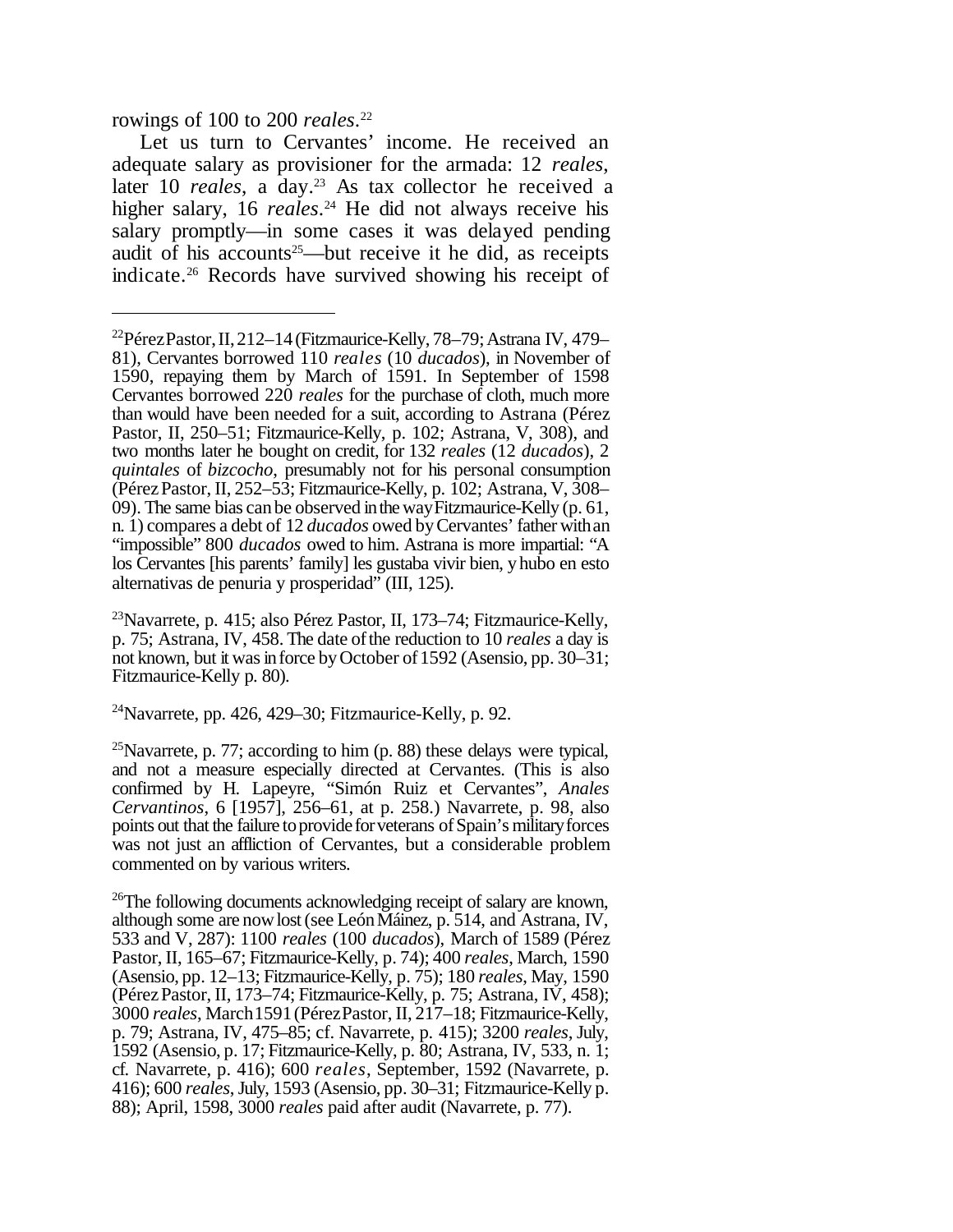rowings of 100 to 200 *reales*.[22]

Let us turn to Cervantes' income. He received an adequate salary as provisioner for the armada: 12 *reales*, later 10 *reales*, a day.[23] As tax collector he received a higher salary, 16 *reales*.[24] He did not always receive his salary promptly—in some cases it was delayed pending audit of his accounts[25]—but receive it he did, as receipts indicate.[26] Records have survived showing his receipt of

---

[22] Pérez Pastor, II, 212–14 (Fitzmaurice-Kelly, 78–79; Astrana IV, 479–81), Cervantes borrowed 110 *reales* (10 *ducados*), in November of 1590, repaying them by March of 1591. In September of 1598 Cervantes borrowed 220 *reales* for the purchase of cloth, much more than would have been needed for a suit, according to Astrana (Pérez Pastor, II, 250–51; Fitzmaurice-Kelly, p. 102; Astrana, V, 308), and two months later he bought on credit, for 132 *reales* (12 *ducados*), 2 *quintales* of *bizcocho*, presumably not for his personal consumption (Pérez Pastor, II, 252–53; Fitzmaurice-Kelly, p. 102; Astrana, V, 308–09). The same bias can be observed in the way Fitzmaurice-Kelly (p. 61, n. 1) compares a debt of 12 *ducados* owed by Cervantes' father with an "impossible" 800 *ducados* owed to him. Astrana is more impartial: "A los Cervantes [his parents' family] les gustaba vivir bien, y hubo en esto alternativas de penuria y prosperidad" (III, 125).

[23] Navarrete, p. 415; also Pérez Pastor, II, 173–74; Fitzmaurice-Kelly, p. 75; Astrana, IV, 458. The date of the reduction to 10 *reales* a day is not known, but it was in force by October of 1592 (Asensio, pp. 30–31; Fitzmaurice-Kelly p. 80).

[24] Navarrete, pp. 426, 429–30; Fitzmaurice-Kelly, p. 92.

[25] Navarrete, p. 77; according to him (p. 88) these delays were typical, and not a measure especially directed at Cervantes. (This is also confirmed by H. Lapeyre, "Simón Ruiz et Cervantes", *Anales Cervantinos*, 6 [1957], 256–61, at p. 258.) Navarrete, p. 98, also points out that the failure to provide for veterans of Spain's military forces was not just an affliction of Cervantes, but a considerable problem commented on by various writers.

[26] The following documents acknowledging receipt of salary are known, although some are now lost (see León Máinez, p. 514, and Astrana, IV, 533 and V, 287): 1100 *reales* (100 *ducados*), March of 1589 (Pérez Pastor, II, 165–67; Fitzmaurice-Kelly, p. 74); 400 *reales*, March, 1590 (Asensio, pp. 12–13; Fitzmaurice-Kelly, p. 75); 180 *reales*, May, 1590 (Pérez Pastor, II, 173–74; Fitzmaurice-Kelly, p. 75; Astrana, IV, 458); 3000 *reales*, March 1591 (Pérez Pastor, II, 217–18; Fitzmaurice-Kelly, p. 79; Astrana, IV, 475–85; cf. Navarrete, p. 415); 3200 *reales*, July, 1592 (Asensio, p. 17; Fitzmaurice-Kelly, p. 80; Astrana, IV, 533, n. 1; cf. Navarrete, p. 416); 600 *reales*, September, 1592 (Navarrete, p. 416); 600 *reales*, July, 1593 (Asensio, pp. 30–31; Fitzmaurice-Kelly p. 88); April, 1598, 3000 *reales* paid after audit (Navarrete, p. 77).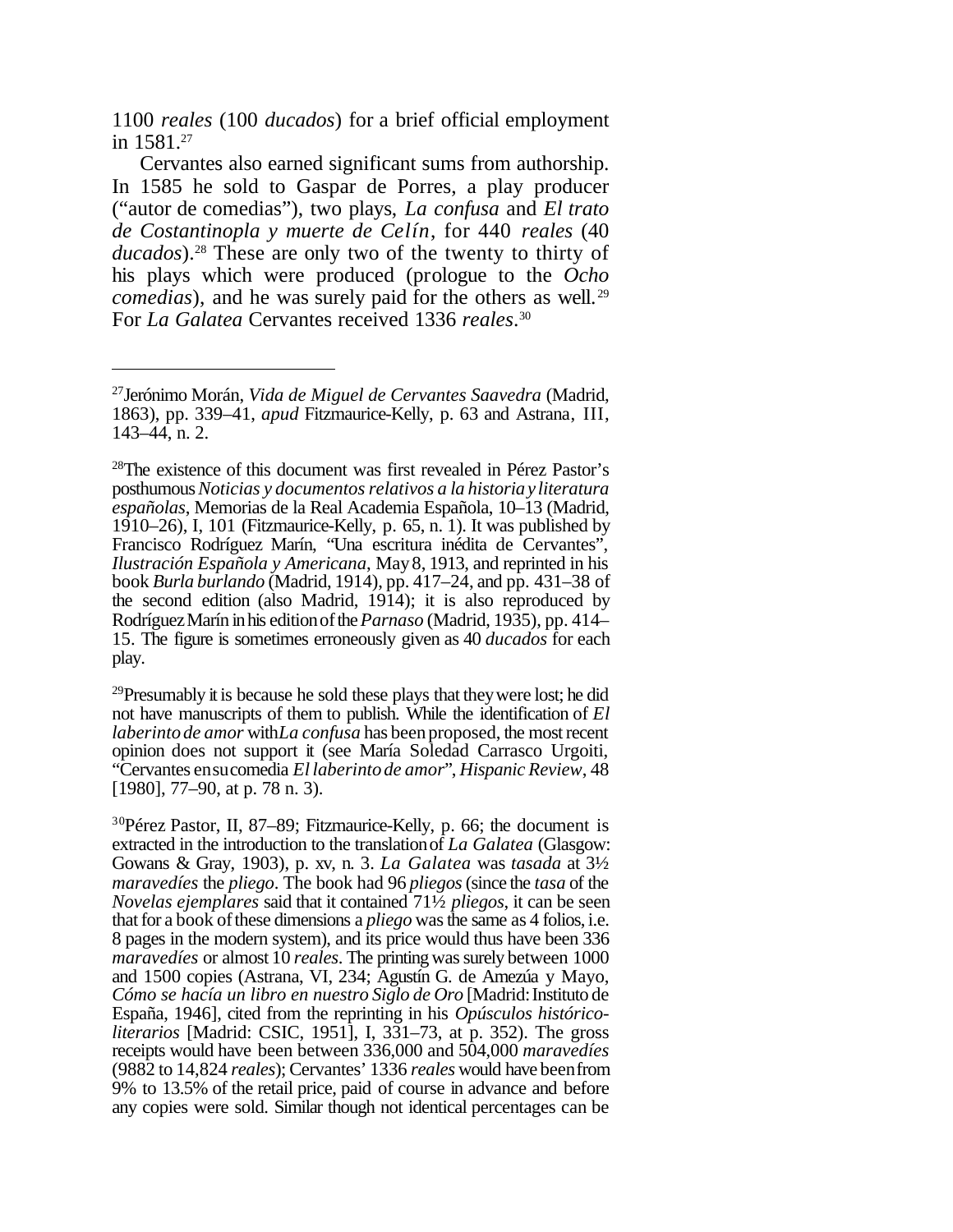1100 *reales* (100 *ducados*) for a brief official employment in 1581.[27]

Cervantes also earned significant sums from authorship. In 1585 he sold to Gaspar de Porres, a play producer ("autor de comedias"), two plays, *La confusa* and *El trato de Costantinopla y muerte de Celín*, for 440 *reales* (40 *ducados*).[28] These are only two of the twenty to thirty of his plays which were produced (prologue to the *Ocho comedias*), and he was surely paid for the others as well.[29] For *La Galatea* Cervantes received 1336 *reales*.[30]

---

[27]Jerónimo Morán, *Vida de Miguel de Cervantes Saavedra* (Madrid, 1863), pp. 339–41, *apud* Fitzmaurice-Kelly, p. 63 and Astrana, III, 143–44, n. 2.

[28]The existence of this document was first revealed in Pérez Pastor's posthumous *Noticias y documentos relativos a la historia y literatura españolas*, Memorias de la Real Academia Española, 10–13 (Madrid, 1910–26), I, 101 (Fitzmaurice-Kelly, p. 65, n. 1). It was published by Francisco Rodríguez Marín, "Una escritura inédita de Cervantes", *Ilustración Española y Americana*, May 8, 1913, and reprinted in his book *Burla burlando* (Madrid, 1914), pp. 417–24, and pp. 431–38 of the second edition (also Madrid, 1914); it is also reproduced by Rodríguez Marín in his edition of the *Parnaso* (Madrid, 1935), pp. 414–15. The figure is sometimes erroneously given as 40 *ducados* for each play.

[29]Presumably it is because he sold these plays that they were lost; he did not have manuscripts of them to publish. While the identification of *El laberinto de amor* with *La confusa* has been proposed, the most recent opinion does not support it (see María Soledad Carrasco Urgoiti, "Cervantes en su comedia *El laberinto de amor*", *Hispanic Review*, 48 [1980], 77–90, at p. 78 n. 3).

[30]Pérez Pastor, II, 87–89; Fitzmaurice-Kelly, p. 66; the document is extracted in the introduction to the translation of *La Galatea* (Glasgow: Gowans & Gray, 1903), p. xv, n. 3. *La Galatea* was *tasada* at 3½ *maravedíes* the *pliego*. The book had 96 *pliegos* (since the *tasa* of the *Novelas ejemplares* said that it contained 71½ *pliegos*, it can be seen that for a book of these dimensions a *pliego* was the same as 4 folios, i.e. 8 pages in the modern system), and its price would thus have been 336 *maravedíes* or almost 10 *reales*. The printing was surely between 1000 and 1500 copies (Astrana, VI, 234; Agustín G. de Amezúa y Mayo, *Cómo se hacía un libro en nuestro Siglo de Oro* [Madrid: Instituto de España, 1946], cited from the reprinting in his *Opúsculos histórico-literarios* [Madrid: CSIC, 1951], I, 331–73, at p. 352). The gross receipts would have been between 336,000 and 504,000 *maravedíes* (9882 to 14,824 *reales*); Cervantes' 1336 *reales* would have been from 9% to 13.5% of the retail price, paid of course in advance and before any copies were sold. Similar though not identical percentages can be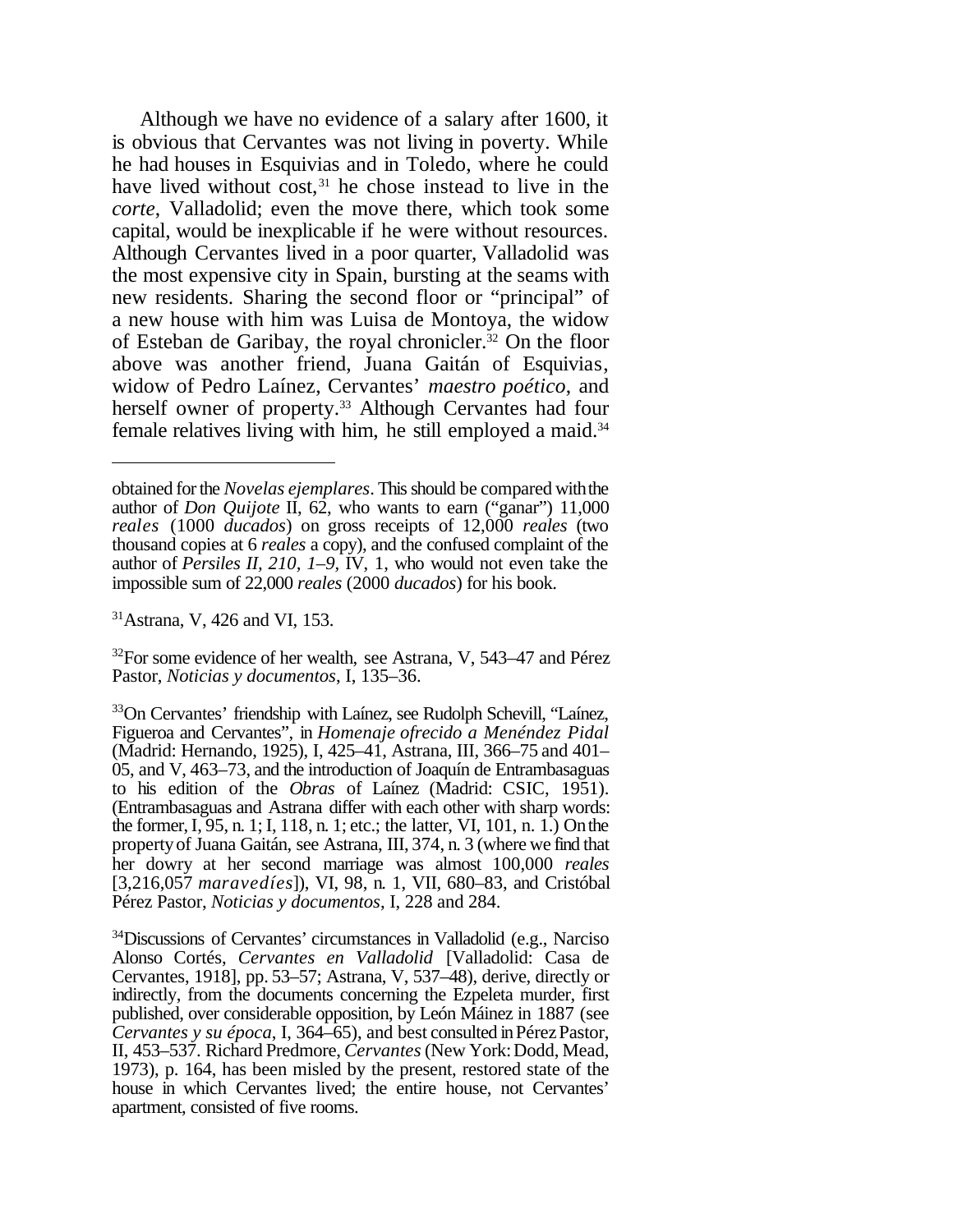Although we have no evidence of a salary after 1600, it is obvious that Cervantes was not living in poverty. While he had houses in Esquivias and in Toledo, where he could have lived without cost,[31] he chose instead to live in the *corte*, Valladolid; even the move there, which took some capital, would be inexplicable if he were without resources. Although Cervantes lived in a poor quarter, Valladolid was the most expensive city in Spain, bursting at the seams with new residents. Sharing the second floor or "principal" of a new house with him was Luisa de Montoya, the widow of Esteban de Garibay, the royal chronicler.[32] On the floor above was another friend, Juana Gaitán of Esquivias, widow of Pedro Laínez, Cervantes' *maestro poético*, and herself owner of property.[33] Although Cervantes had four female relatives living with him, he still employed a maid.[34]

---

obtained for the *Novelas ejemplares*. This should be compared with the author of *Don Quijote* II, 62, who wants to earn ("ganar") 11,000 *reales* (1000 *ducados*) on gross receipts of 12,000 *reales* (two thousand copies at 6 *reales* a copy), and the confused complaint of the author of *Persiles II, 210, 1–9,* IV, 1, who would not even take the impossible sum of 22,000 *reales* (2000 *ducados*) for his book.

[31] Astrana, V, 426 and VI, 153.

[32] For some evidence of her wealth, see Astrana, V, 543–47 and Pérez Pastor, *Noticias y documentos*, I, 135–36.

[33] On Cervantes' friendship with Laínez, see Rudolph Schevill, "Laínez, Figueroa and Cervantes", in *Homenaje ofrecido a Menéndez Pidal* (Madrid: Hernando, 1925), I, 425–41, Astrana, III, 366–75 and 401–05, and V, 463–73, and the introduction of Joaquín de Entrambasaguas to his edition of the *Obras* of Laínez (Madrid: CSIC, 1951). (Entrambasaguas and Astrana differ with each other with sharp words: the former, I, 95, n. 1; I, 118, n. 1; etc.; the latter, VI, 101, n. 1.) On the property of Juana Gaitán, see Astrana, III, 374, n. 3 (where we find that her dowry at her second marriage was almost 100,000 *reales* [3,216,057 *maravedíes*]), VI, 98, n. 1, VII, 680–83, and Cristóbal Pérez Pastor, *Noticias y documentos*, I, 228 and 284.

[34] Discussions of Cervantes' circumstances in Valladolid (e.g., Narciso Alonso Cortés, *Cervantes en Valladolid* [Valladolid: Casa de Cervantes, 1918], pp. 53–57; Astrana, V, 537–48), derive, directly or indirectly, from the documents concerning the Ezpeleta murder, first published, over considerable opposition, by León Máinez in 1887 (see *Cervantes y su época*, I, 364–65), and best consulted in Pérez Pastor, II, 453–537. Richard Predmore, *Cervantes* (New York: Dodd, Mead, 1973), p. 164, has been misled by the present, restored state of the house in which Cervantes lived; the entire house, not Cervantes' apartment, consisted of five rooms.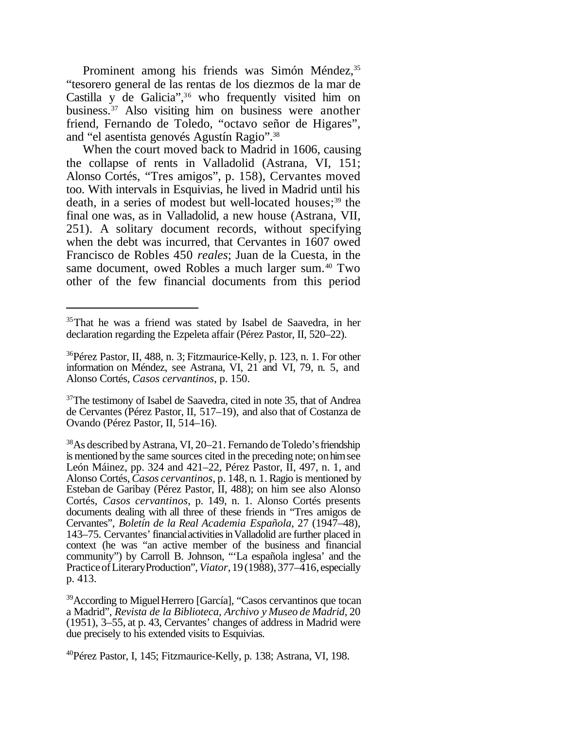Prominent among his friends was Simón Méndez,[35] "tesorero general de las rentas de los diezmos de la mar de Castilla y de Galicia",[36] who frequently visited him on business.[37] Also visiting him on business were another friend, Fernando de Toledo, "octavo señor de Higares", and "el asentista genovés Agustín Ragio".[38]

When the court moved back to Madrid in 1606, causing the collapse of rents in Valladolid (Astrana, VI, 151; Alonso Cortés, "Tres amigos", p. 158), Cervantes moved too. With intervals in Esquivias, he lived in Madrid until his death, in a series of modest but well-located houses;[39] the final one was, as in Valladolid, a new house (Astrana, VII, 251). A solitary document records, without specifying when the debt was incurred, that Cervantes in 1607 owed Francisco de Robles 450 *reales*; Juan de la Cuesta, in the same document, owed Robles a much larger sum.[40] Two other of the few financial documents from this period

---

[35] That he was a friend was stated by Isabel de Saavedra, in her declaration regarding the Ezpeleta affair (Pérez Pastor, II, 520–22).

[36] Pérez Pastor, II, 488, n. 3; Fitzmaurice-Kelly, p. 123, n. 1. For other information on Méndez, see Astrana, VI, 21 and VI, 79, n. 5, and Alonso Cortés, *Casos cervantinos*, p. 150.

[37] The testimony of Isabel de Saavedra, cited in note 35, that of Andrea de Cervantes (Pérez Pastor, II, 517–19), and also that of Costanza de Ovando (Pérez Pastor, II, 514–16).

[38] As described by Astrana, VI, 20–21. Fernando de Toledo's friendship is mentioned by the same sources cited in the preceding note; on him see León Máinez, pp. 324 and 421–22, Pérez Pastor, II, 497, n. 1, and Alonso Cortés, *Casos cervantinos*, p. 148, n. 1. Ragio is mentioned by Esteban de Garibay (Pérez Pastor, II, 488); on him see also Alonso Cortés, *Casos cervantinos*, p. 149, n. 1. Alonso Cortés presents documents dealing with all three of these friends in "Tres amigos de Cervantes", *Boletín de la Real Academia Española*, 27 (1947–48), 143–75. Cervantes' financial activities in Valladolid are further placed in context (he was "an active member of the business and financial community") by Carroll B. Johnson, "'La española inglesa' and the Practice of Literary Production", *Viator*, 19 (1988), 377–416, especially p. 413.

[39] According to Miguel Herrero [García], "Casos cervantinos que tocan a Madrid", *Revista de la Biblioteca, Archivo y Museo de Madrid*, 20 (1951), 3–55, at p. 43, Cervantes' changes of address in Madrid were due precisely to his extended visits to Esquivias.

[40] Pérez Pastor, I, 145; Fitzmaurice-Kelly, p. 138; Astrana, VI, 198.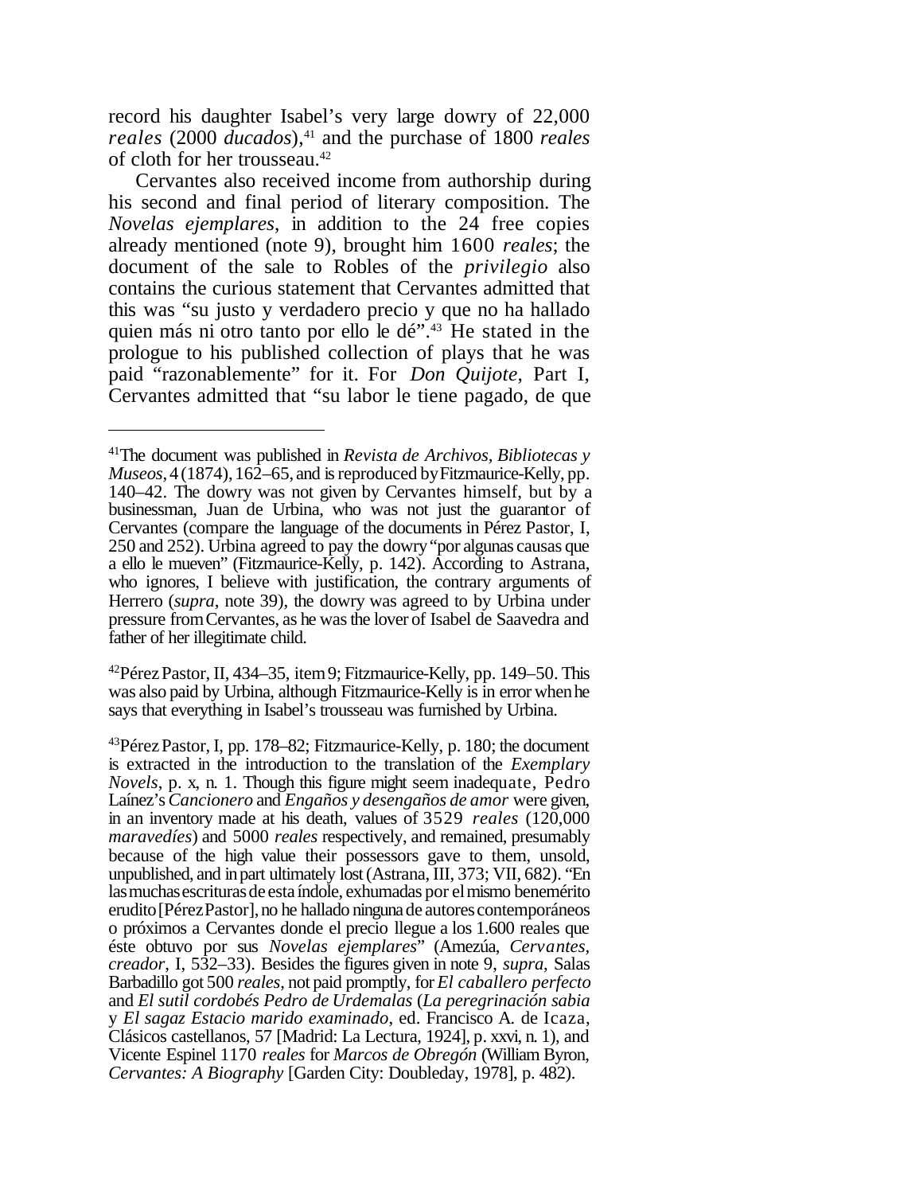record his daughter Isabel's very large dowry of 22,000 *reales* (2000 *ducados*),[41] and the purchase of 1800 *reales* of cloth for her trousseau.[42]

Cervantes also received income from authorship during his second and final period of literary composition. The *Novelas ejemplares*, in addition to the 24 free copies already mentioned (note 9), brought him 1600 *reales*; the document of the sale to Robles of the *privilegio* also contains the curious statement that Cervantes admitted that this was "su justo y verdadero precio y que no ha hallado quien más ni otro tanto por ello le dé".[43] He stated in the prologue to his published collection of plays that he was paid "razonablemente" for it. For *Don Quijote*, Part I, Cervantes admitted that "su labor le tiene pagado, de que

---

[41]The document was published in *Revista de Archivos, Bibliotecas y Museos*, 4 (1874), 162–65, and is reproduced by Fitzmaurice-Kelly, pp. 140–42. The dowry was not given by Cervantes himself, but by a businessman, Juan de Urbina, who was not just the guarantor of Cervantes (compare the language of the documents in Pérez Pastor, I, 250 and 252). Urbina agreed to pay the dowry "por algunas causas que a ello le mueven" (Fitzmaurice-Kelly, p. 142). According to Astrana, who ignores, I believe with justification, the contrary arguments of Herrero (*supra*, note 39), the dowry was agreed to by Urbina under pressure from Cervantes, as he was the lover of Isabel de Saavedra and father of her illegitimate child.

[42]Pérez Pastor, II, 434–35, item 9; Fitzmaurice-Kelly, pp. 149–50. This was also paid by Urbina, although Fitzmaurice-Kelly is in error when he says that everything in Isabel's trousseau was furnished by Urbina.

[43]Pérez Pastor, I, pp. 178–82; Fitzmaurice-Kelly, p. 180; the document is extracted in the introduction to the translation of the *Exemplary Novels*, p. x, n. 1. Though this figure might seem inadequate, Pedro Laínez's *Cancionero* and *Engaños y desengaños de amor* were given, in an inventory made at his death, values of 3529 *reales* (120,000 *maravedíes*) and 5000 *reales* respectively, and remained, presumably because of the high value their possessors gave to them, unsold, unpublished, and in part ultimately lost (Astrana, III, 373; VII, 682). "En las muchas escrituras de esta índole, exhumadas por el mismo benemérito erudito [Pérez Pastor], no he hallado ninguna de autores contemporáneos o próximos a Cervantes donde el precio llegue a los 1.600 reales que éste obtuvo por sus *Novelas ejemplares*" (Amezúa, *Cervantes, creador*, I, 532–33). Besides the figures given in note 9, *supra*, Salas Barbadillo got 500 *reales*, not paid promptly, for *El caballero perfecto* and *El sutil cordobés Pedro de Urdemalas* (*La peregrinación sabia* y *El sagaz Estacio marido examinado*, ed. Francisco A. de Icaza, Clásicos castellanos, 57 [Madrid: La Lectura, 1924], p. xxvi, n. 1), and Vicente Espinel 1170 *reales* for *Marcos de Obregón* (William Byron, *Cervantes: A Biography* [Garden City: Doubleday, 1978], p. 482).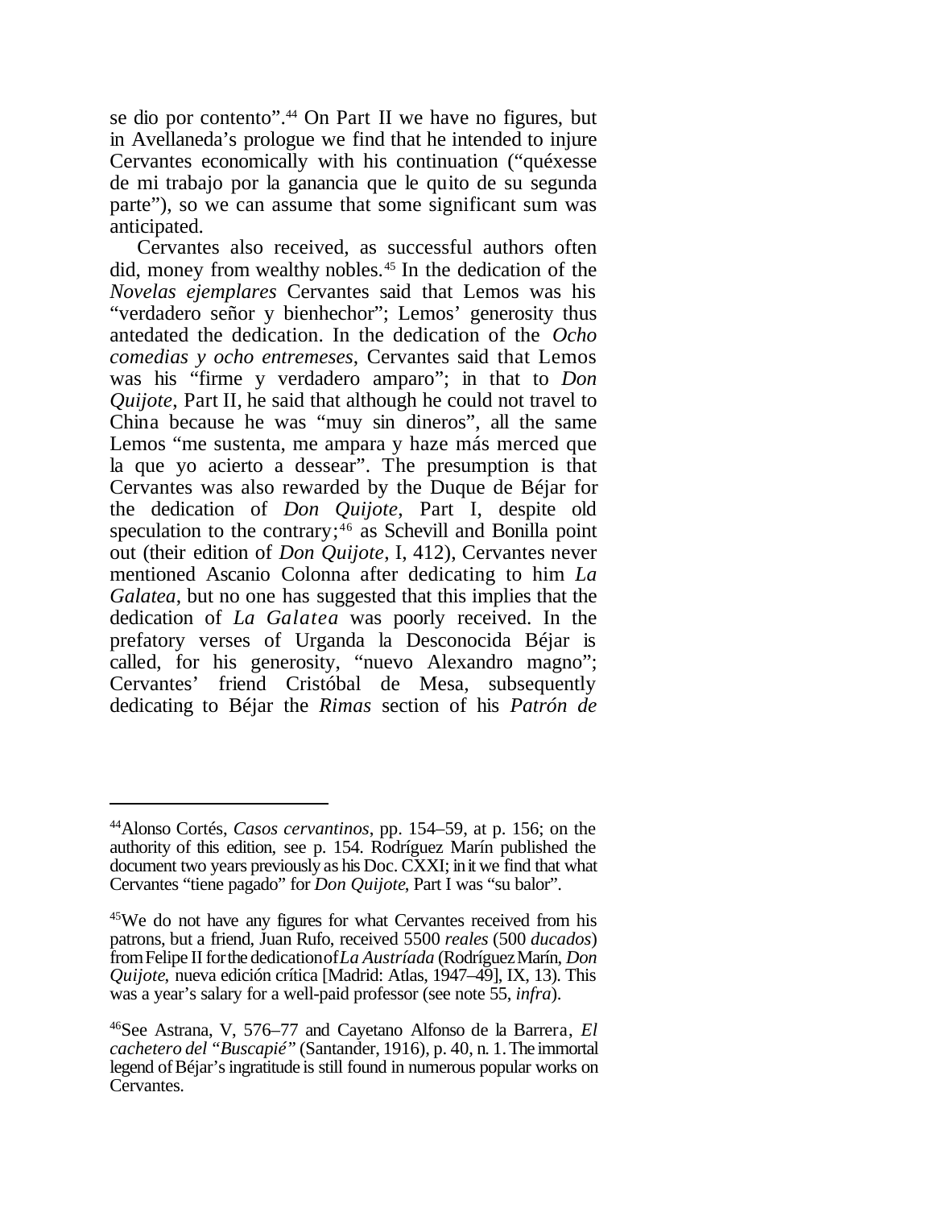se dio por contento".[44] On Part II we have no figures, but in Avellaneda's prologue we find that he intended to injure Cervantes economically with his continuation ("quéxesse de mi trabajo por la ganancia que le quito de su segunda parte"), so we can assume that some significant sum was anticipated.

Cervantes also received, as successful authors often did, money from wealthy nobles.[45] In the dedication of the *Novelas ejemplares* Cervantes said that Lemos was his "verdadero señor y bienhechor"; Lemos' generosity thus antedated the dedication. In the dedication of the *Ocho comedias y ocho entremeses*, Cervantes said that Lemos was his "firme y verdadero amparo"; in that to *Don Quijote*, Part II, he said that although he could not travel to China because he was "muy sin dineros", all the same Lemos "me sustenta, me ampara y haze más merced que la que yo acierto a dessear". The presumption is that Cervantes was also rewarded by the Duque de Béjar for the dedication of *Don Quijote*, Part I, despite old speculation to the contrary;[46] as Schevill and Bonilla point out (their edition of *Don Quijote*, I, 412), Cervantes never mentioned Ascanio Colonna after dedicating to him *La Galatea*, but no one has suggested that this implies that the dedication of *La Galatea* was poorly received. In the prefatory verses of Urganda la Desconocida Béjar is called, for his generosity, "nuevo Alexandro magno"; Cervantes' friend Cristóbal de Mesa, subsequently dedicating to Béjar the *Rimas* section of his *Patrón de*

---

[44] Alonso Cortés, *Casos cervantinos*, pp. 154–59, at p. 156; on the authority of this edition, see p. 154. Rodríguez Marín published the document two years previously as his Doc. CXXI; in it we find that what Cervantes "tiene pagado" for *Don Quijote*, Part I was "su balor".

[45] We do not have any figures for what Cervantes received from his patrons, but a friend, Juan Rufo, received 5500 *reales* (500 *ducados*) from Felipe II for the dedication of *La Austríada* (Rodríguez Marín, *Don Quijote*, nueva edición crítica [Madrid: Atlas, 1947–49], IX, 13). This was a year's salary for a well-paid professor (see note 55, *infra*).

[46] See Astrana, V, 576–77 and Cayetano Alfonso de la Barrera, *El cachetero del "Buscapié"* (Santander, 1916), p. 40, n. 1. The immortal legend of Béjar's ingratitude is still found in numerous popular works on Cervantes.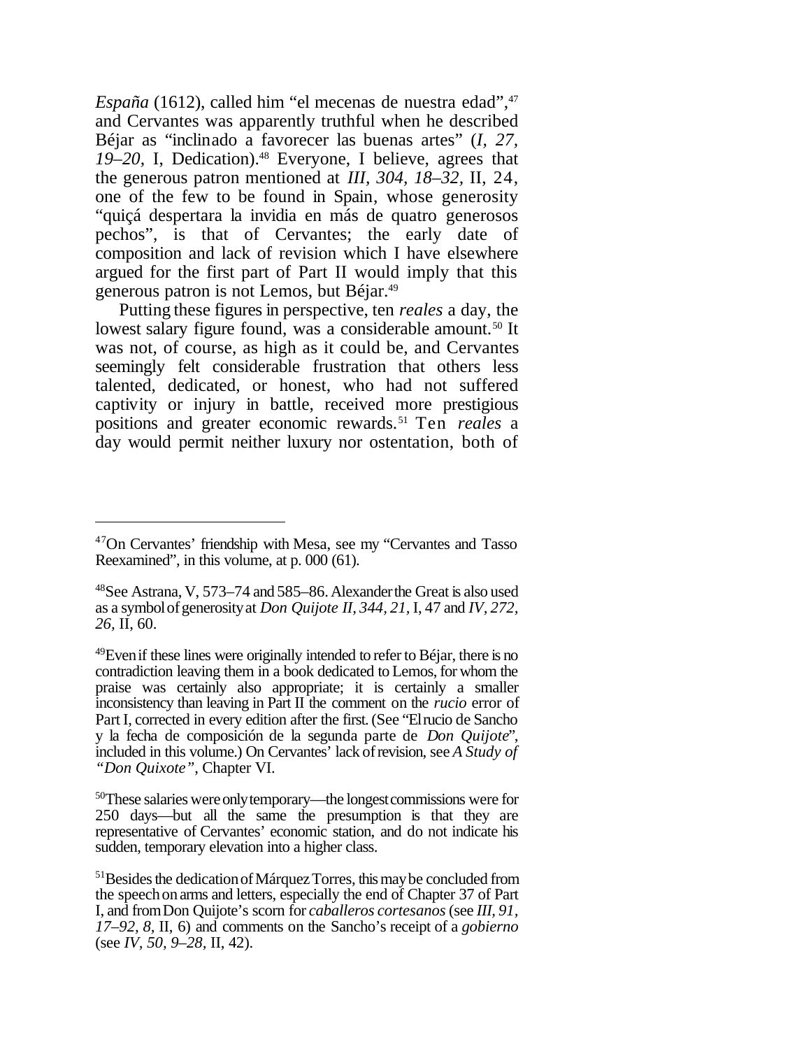*España* (1612), called him “el mecenas de nuestra edad”,[47] and Cervantes was apparently truthful when he described Béjar as “inclinado a favorecer las buenas artes” (*I, 27, 19–20,* I, Dedication).[48] Everyone, I believe, agrees that the generous patron mentioned at *III, 304, 18–32*, II, 24, one of the few to be found in Spain, whose generosity “quiçá despertara la invidia en más de quatro generosos pechos”, is that of Cervantes; the early date of composition and lack of revision which I have elsewhere argued for the first part of Part II would imply that this generous patron is not Lemos, but Béjar.[49]

Putting these figures in perspective, ten *reales* a day, the lowest salary figure found, was a considerable amount.[50] It was not, of course, as high as it could be, and Cervantes seemingly felt considerable frustration that others less talented, dedicated, or honest, who had not suffered captivity or injury in battle, received more prestigious positions and greater economic rewards.[51] Ten *reales* a day would permit neither luxury nor ostentation, both of

---

[47]On Cervantes' friendship with Mesa, see my “Cervantes and Tasso Reexamined”, in this volume, at p. 000 (61).

[48]See Astrana, V, 573–74 and 585–86. Alexander the Great is also used as a symbol of generosity at *Don Quijote II, 344, 21,* I, 47 and *IV, 272, 26,* II, 60.

[49]Even if these lines were originally intended to refer to Béjar, there is no contradiction leaving them in a book dedicated to Lemos, for whom the praise was certainly also appropriate; it is certainly a smaller inconsistency than leaving in Part II the comment on the *rucio* error of Part I, corrected in every edition after the first. (See “El rucio de Sancho y la fecha de composición de la segunda parte de *Don Quijote*”, included in this volume.) On Cervantes' lack of revision, see *A Study of “Don Quixote”*, Chapter VI.

[50]These salaries were only temporary—the longest commissions were for 250 days—but all the same the presumption is that they are representative of Cervantes' economic station, and do not indicate his sudden, temporary elevation into a higher class.

[51]Besides the dedication of Márquez Torres, this may be concluded from the speech on arms and letters, especially the end of Chapter 37 of Part I, and from Don Quijote's scorn for *caballeros cortesanos* (see *III, 91, 17–92, 8,* II, 6) and comments on the Sancho's receipt of a *gobierno* (see *IV, 50, 9–28,* II, 42).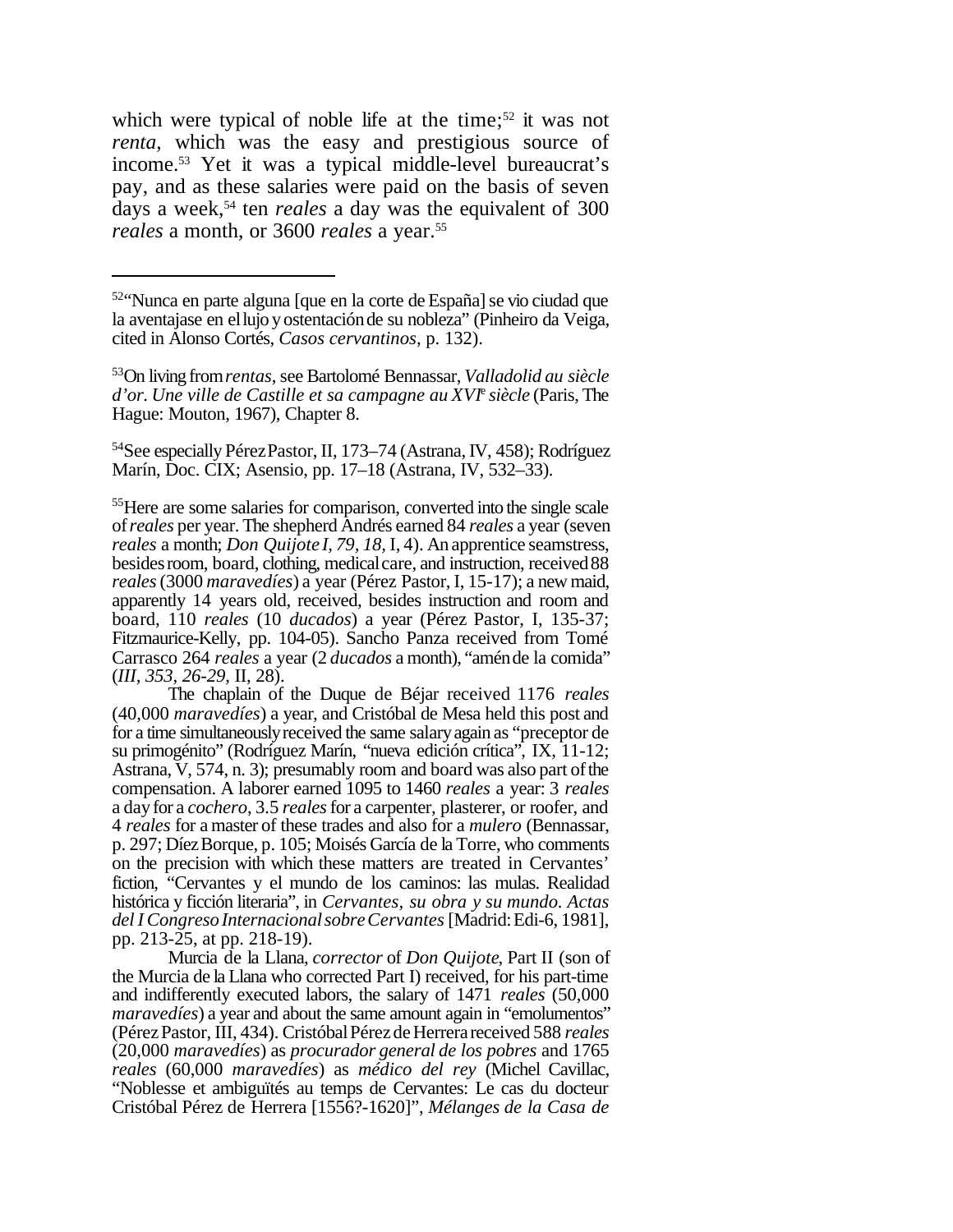which were typical of noble life at the time;[52] it was not *renta*, which was the easy and prestigious source of income.[53] Yet it was a typical middle-level bureaucrat's pay, and as these salaries were paid on the basis of seven days a week,[54] ten *reales* a day was the equivalent of 300 *reales* a month, or 3600 *reales* a year.[55]

---

[52]"Nunca en parte alguna [que en la corte de España] se vio ciudad que la aventajase en el lujo y ostentación de su nobleza" (Pinheiro da Veiga, cited in Alonso Cortés, *Casos cervantinos*, p. 132).

[53]On living from *rentas*, see Bartolomé Bennassar, *Valladolid au siècle d'or. Une ville de Castille et sa campagne au XVI*e *siècle* (Paris, The Hague: Mouton, 1967), Chapter 8.

[54]See especially Pérez Pastor, II, 173–74 (Astrana, IV, 458); Rodríguez Marín, Doc. CIX; Asensio, pp. 17–18 (Astrana, IV, 532–33).

[55]Here are some salaries for comparison, converted into the single scale of *reales* per year. The shepherd Andrés earned 84 *reales* a year (seven *reales* a month; *Don Quijote I*, *79, 18*, I, 4). An apprentice seamstress, besides room, board, clothing, medical care, and instruction, received 88 *reales* (3000 *maravedíes*) a year (Pérez Pastor, I, 15-17); a new maid, apparently 14 years old, received, besides instruction and room and board, 110 *reales* (10 *ducados*) a year (Pérez Pastor, I, 135-37; Fitzmaurice-Kelly, pp. 104-05). Sancho Panza received from Tomé Carrasco 264 *reales* a year (2 *ducados* a month), "amén de la comida" (*III*, *353*, *26-29*, II, 28).

The chaplain of the Duque de Béjar received 1176 *reales* (40,000 *maravedíes*) a year, and Cristóbal de Mesa held this post and for a time simultaneously received the same salary again as "preceptor de su primogénito" (Rodríguez Marín, "nueva edición crítica", IX, 11-12; Astrana, V, 574, n. 3); presumably room and board was also part of the compensation. A laborer earned 1095 to 1460 *reales* a year: 3 *reales* a day for a *cochero*, 3.5 *reales* for a carpenter, plasterer, or roofer, and 4 *reales* for a master of these trades and also for a *mulero* (Bennassar, p. 297; Díez Borque, p. 105; Moisés García de la Torre, who comments on the precision with which these matters are treated in Cervantes' fiction, "Cervantes y el mundo de los caminos: las mulas. Realidad histórica y ficción literaria", in *Cervantes, su obra y su mundo. Actas del I Congreso Internacional sobre Cervantes* [Madrid: Edi-6, 1981], pp. 213-25, at pp. 218-19).

Murcia de la Llana, *corrector* of *Don Quijote*, Part II (son of the Murcia de la Llana who corrected Part I) received, for his part-time and indifferently executed labors, the salary of 1471 *reales* (50,000 *maravedíes*) a year and about the same amount again in "emolumentos" (Pérez Pastor, III, 434). Cristóbal Pérez de Herrera received 588 *reales* (20,000 *maravedíes*) as *procurador general de los pobres* and 1765 *reales* (60,000 *maravedíes*) as *médico del rey* (Michel Cavillac, "Noblesse et ambiguïtés au temps de Cervantes: Le cas du docteur Cristóbal Pérez de Herrera [1556?-1620]", *Mélanges de la Casa de*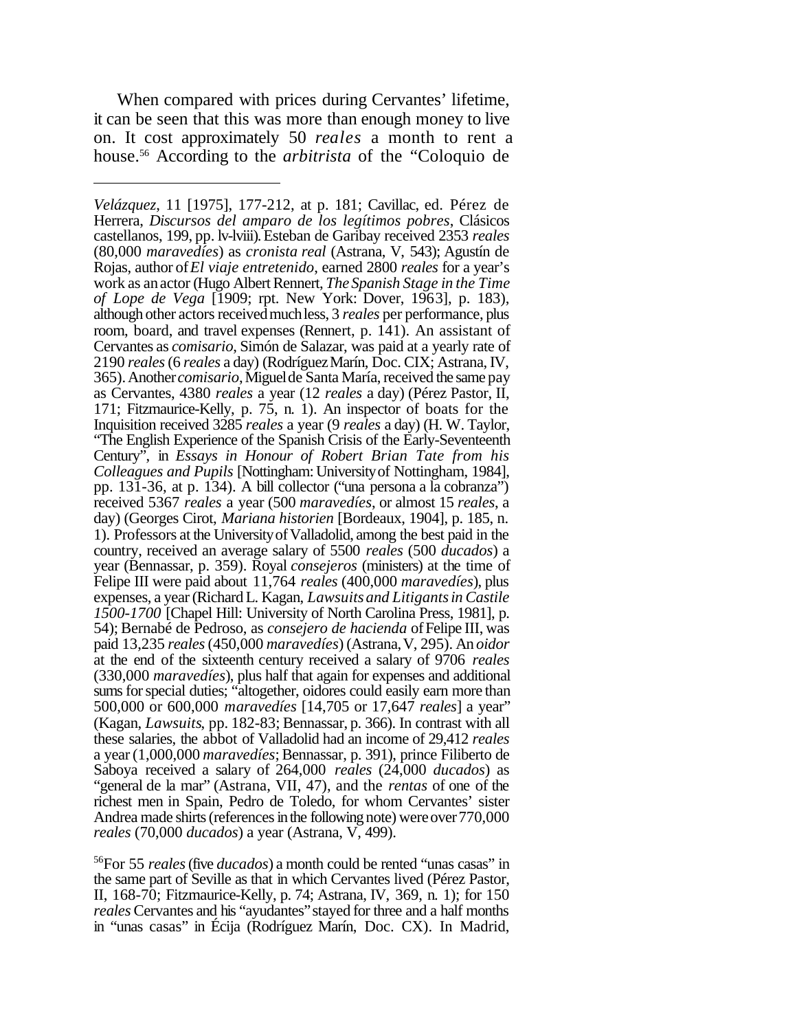When compared with prices during Cervantes' lifetime, it can be seen that this was more than enough money to live on. It cost approximately 50 *reales* a month to rent a house.[56] According to the *arbitrista* of the "Coloquio de

---

*Velázquez*, 11 [1975], 177-212, at p. 181; Cavillac, ed. Pérez de Herrera, *Discursos del amparo de los legítimos pobres*, Clásicos castellanos, 199, pp. lv-lviii). Esteban de Garibay received 2353 *reales* (80,000 *maravedíes*) as *cronista real* (Astrana, V, 543); Agustín de Rojas, author of *El viaje entretenido*, earned 2800 *reales* for a year's work as an actor (Hugo Albert Rennert, *The Spanish Stage in the Time of Lope de Vega* [1909; rpt. New York: Dover, 1963], p. 183), although other actors received much less, 3 *reales* per performance, plus room, board, and travel expenses (Rennert, p. 141). An assistant of Cervantes as *comisario*, Simón de Salazar, was paid at a yearly rate of 2190 *reales* (6 *reales* a day) (Rodríguez Marín, Doc. CIX; Astrana, IV, 365). Another *comisario*, Miguel de Santa María, received the same pay as Cervantes, 4380 *reales* a year (12 *reales* a day) (Pérez Pastor, II, 171; Fitzmaurice-Kelly, p. 75, n. 1). An inspector of boats for the Inquisition received 3285 *reales* a year (9 *reales* a day) (H. W. Taylor, "The English Experience of the Spanish Crisis of the Early-Seventeenth Century", in *Essays in Honour of Robert Brian Tate from his Colleagues and Pupils* [Nottingham: University of Nottingham, 1984], pp. 131-36, at p. 134). A bill collector ("una persona a la cobranza") received 5367 *reales* a year (500 *maravedíes*, or almost 15 *reales*, a day) (Georges Cirot, *Mariana historien* [Bordeaux, 1904], p. 185, n. 1). Professors at the University of Valladolid, among the best paid in the country, received an average salary of 5500 *reales* (500 *ducados*) a year (Bennassar, p. 359). Royal *consejeros* (ministers) at the time of Felipe III were paid about 11,764 *reales* (400,000 *maravedíes*), plus expenses, a year (Richard L. Kagan, *Lawsuits and Litigants in Castile 1500-1700* [Chapel Hill: University of North Carolina Press, 1981], p. 54); Bernabé de Pedroso, as *consejero de hacienda* of Felipe III, was paid 13,235 *reales* (450,000 *maravedíes*) (Astrana, V, 295). An *oidor* at the end of the sixteenth century received a salary of 9706 *reales* (330,000 *maravedíes*), plus half that again for expenses and additional sums for special duties; "altogether, oidores could easily earn more than 500,000 or 600,000 *maravedíes* [14,705 or 17,647 *reales*] a year" (Kagan, *Lawsuits*, pp. 182-83; Bennassar, p. 366). In contrast with all these salaries, the abbot of Valladolid had an income of 29,412 *reales* a year (1,000,000 *maravedíes*; Bennassar, p. 391), prince Filiberto de Saboya received a salary of 264,000 *reales* (24,000 *ducados*) as "general de la mar" (Astrana, VII, 47), and the *rentas* of one of the richest men in Spain, Pedro de Toledo, for whom Cervantes' sister Andrea made shirts (references in the following note) were over 770,000 *reales* (70,000 *ducados*) a year (Astrana, V, 499).

[56] For 55 *reales* (five *ducados*) a month could be rented "unas casas" in the same part of Seville as that in which Cervantes lived (Pérez Pastor, II, 168-70; Fitzmaurice-Kelly, p. 74; Astrana, IV, 369, n. 1); for 150 *reales* Cervantes and his "ayudantes" stayed for three and a half months in "unas casas" in Écija (Rodríguez Marín, Doc. CX). In Madrid,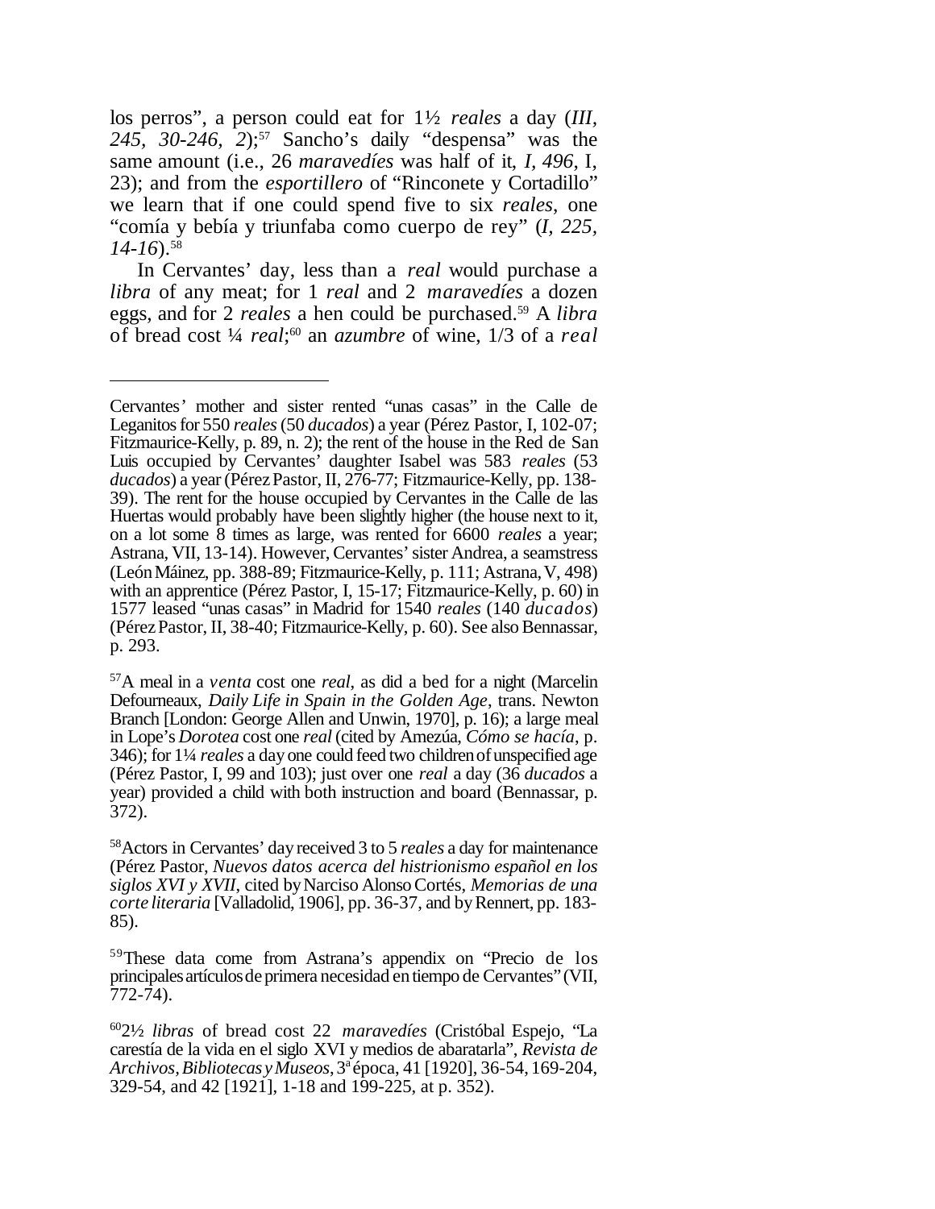los perros", a person could eat for 1½ *reales* a day (*III, 245, 30-246, 2*);[57] Sancho's daily "despensa" was the same amount (i.e., 26 *maravedíes* was half of it, *I, 496*, I, 23); and from the *esportillero* of "Rinconete y Cortadillo" we learn that if one could spend five to six *reales*, one "comía y bebía y triunfaba como cuerpo de rey" (*I, 225, 14-16*).[58]

In Cervantes' day, less than a *real* would purchase a *libra* of any meat; for 1 *real* and 2 *maravedíes* a dozen eggs, and for 2 *reales* a hen could be purchased.[59] A *libra* of bread cost ¼ *real*;[60] an *azumbre* of wine, 1/3 of a *real*

---

Cervantes' mother and sister rented "unas casas" in the Calle de Leganitos for 550 *reales* (50 *ducados*) a year (Pérez Pastor, I, 102-07; Fitzmaurice-Kelly, p. 89, n. 2); the rent of the house in the Red de San Luis occupied by Cervantes' daughter Isabel was 583 *reales* (53 *ducados*) a year (Pérez Pastor, II, 276-77; Fitzmaurice-Kelly, pp. 138-39). The rent for the house occupied by Cervantes in the Calle de las Huertas would probably have been slightly higher (the house next to it, on a lot some 8 times as large, was rented for 6600 *reales* a year; Astrana, VII, 13-14). However, Cervantes' sister Andrea, a seamstress (León Máinez, pp. 388-89; Fitzmaurice-Kelly, p. 111; Astrana, V, 498) with an apprentice (Pérez Pastor, I, 15-17; Fitzmaurice-Kelly, p. 60) in 1577 leased "unas casas" in Madrid for 1540 *reales* (140 *ducados*) (Pérez Pastor, II, 38-40; Fitzmaurice-Kelly, p. 60). See also Bennassar, p. 293.

[57] A meal in a *venta* cost one *real*, as did a bed for a night (Marcelin Defourneaux, *Daily Life in Spain in the Golden Age*, trans. Newton Branch [London: George Allen and Unwin, 1970], p. 16); a large meal in Lope's *Dorotea* cost one *real* (cited by Amezúa, *Cómo se hacía*, p. 346); for 1¼ *reales* a day one could feed two children of unspecified age (Pérez Pastor, I, 99 and 103); just over one *real* a day (36 *ducados* a year) provided a child with both instruction and board (Bennassar, p. 372).

[58] Actors in Cervantes' day received 3 to 5 *reales* a day for maintenance (Pérez Pastor, *Nuevos datos acerca del histrionismo español en los siglos XVI y XVII*, cited by Narciso Alonso Cortés, *Memorias de una corte literaria* [Valladolid, 1906], pp. 36-37, and by Rennert, pp. 183-85).

[59] These data come from Astrana's appendix on "Precio de los principales artículos de primera necesidad en tiempo de Cervantes" (VII, 772-74).

[60] 2½ *libras* of bread cost 22 *maravedíes* (Cristóbal Espejo, "La carestía de la vida en el siglo XVI y medios de abaratarla", *Revista de Archivos, Bibliotecas y Museos*, 3ª época, 41 [1920], 36-54, 169-204, 329-54, and 42 [1921], 1-18 and 199-225, at p. 352).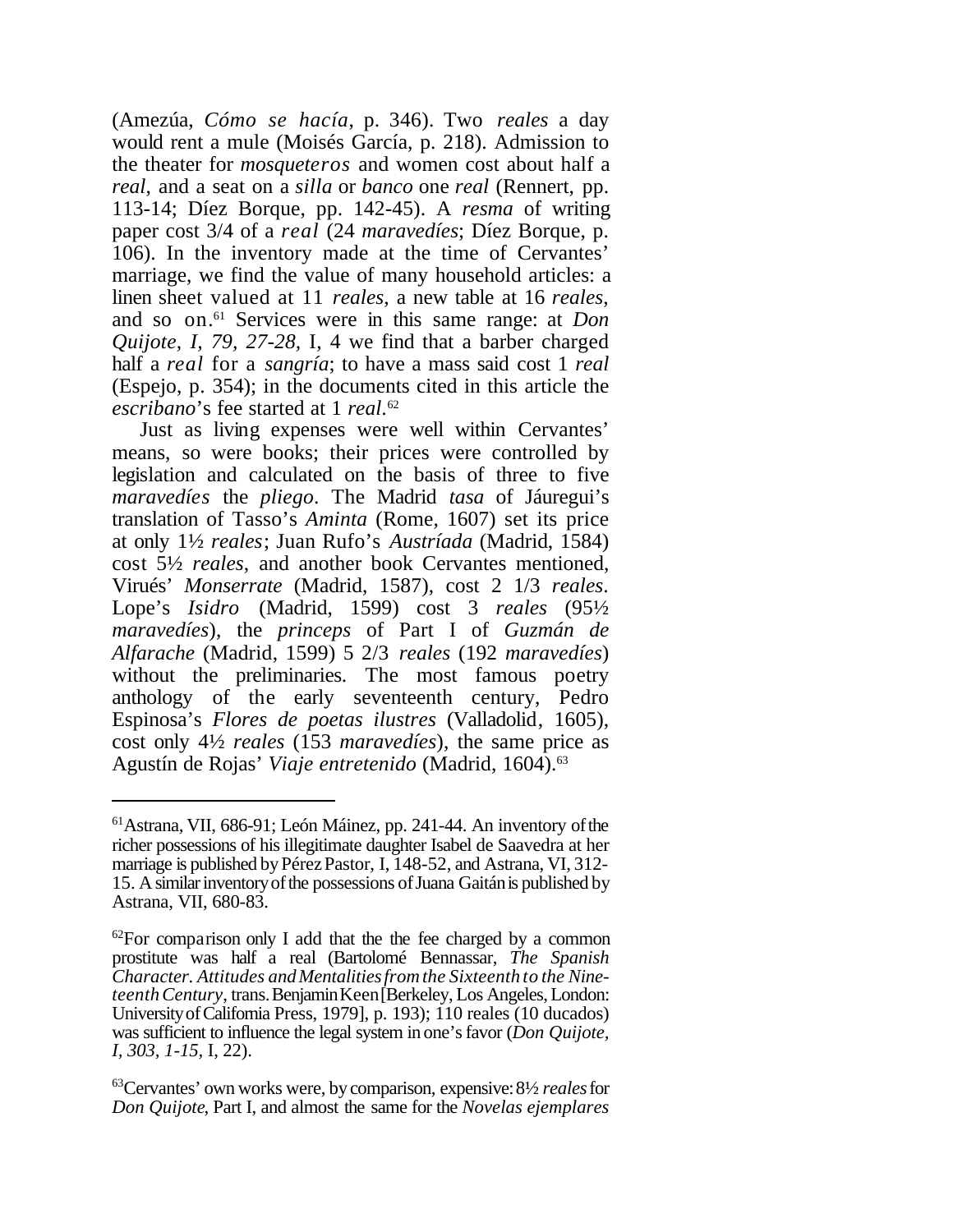(Amezúa, *Cómo se hacía*, p. 346). Two *reales* a day would rent a mule (Moisés García, p. 218). Admission to the theater for *mosqueteros* and women cost about half a *real*, and a seat on a *silla* or *banco* one *real* (Rennert, pp. 113-14; Díez Borque, pp. 142-45). A *resma* of writing paper cost 3/4 of a *real* (24 *maravedíes*; Díez Borque, p. 106). In the inventory made at the time of Cervantes' marriage, we find the value of many household articles: a linen sheet valued at 11 *reales*, a new table at 16 *reales*, and so on.[61] Services were in this same range: at *Don Quijote, I, 79, 27-28,* I, 4 we find that a barber charged half a *real* for a *sangría*; to have a mass said cost 1 *real* (Espejo, p. 354); in the documents cited in this article the *escribano*'s fee started at 1 *real*.[62]

Just as living expenses were well within Cervantes' means, so were books; their prices were controlled by legislation and calculated on the basis of three to five *maravedíes* the *pliego*. The Madrid *tasa* of Jáuregui's translation of Tasso's *Aminta* (Rome, 1607) set its price at only 1½ *reales*; Juan Rufo's *Austríada* (Madrid, 1584) cost 5½ *reales*, and another book Cervantes mentioned, Virués' *Monserrate* (Madrid, 1587), cost 2 1/3 *reales*. Lope's *Isidro* (Madrid, 1599) cost 3 *reales* (95½ *maravedíes*), the *princeps* of Part I of *Guzmán de Alfarache* (Madrid, 1599) 5 2/3 *reales* (192 *maravedíes*) without the preliminaries. The most famous poetry anthology of the early seventeenth century, Pedro Espinosa's *Flores de poetas ilustres* (Valladolid, 1605), cost only 4½ *reales* (153 *maravedíes*), the same price as Agustín de Rojas' *Viaje entretenido* (Madrid, 1604).[63]

---

[61] Astrana, VII, 686-91; León Máinez, pp. 241-44. An inventory of the richer possessions of his illegitimate daughter Isabel de Saavedra at her marriage is published by Pérez Pastor, I, 148-52, and Astrana, VI, 312-15. A similar inventory of the possessions of Juana Gaitán is published by Astrana, VII, 680-83.

[62] For comparison only I add that the the fee charged by a common prostitute was half a real (Bartolomé Bennassar, *The Spanish Character. Attitudes and Mentalities from the Sixteenth to the Nineteenth Century*, trans. Benjamin Keen [Berkeley, Los Angeles, London: University of California Press, 1979], p. 193); 110 reales (10 ducados) was sufficient to influence the legal system in one's favor (*Don Quijote, I, 303, 1-15,* I, 22).

[63] Cervantes' own works were, by comparison, expensive: 8½ *reales* for *Don Quijote*, Part I, and almost the same for the *Novelas ejemplares*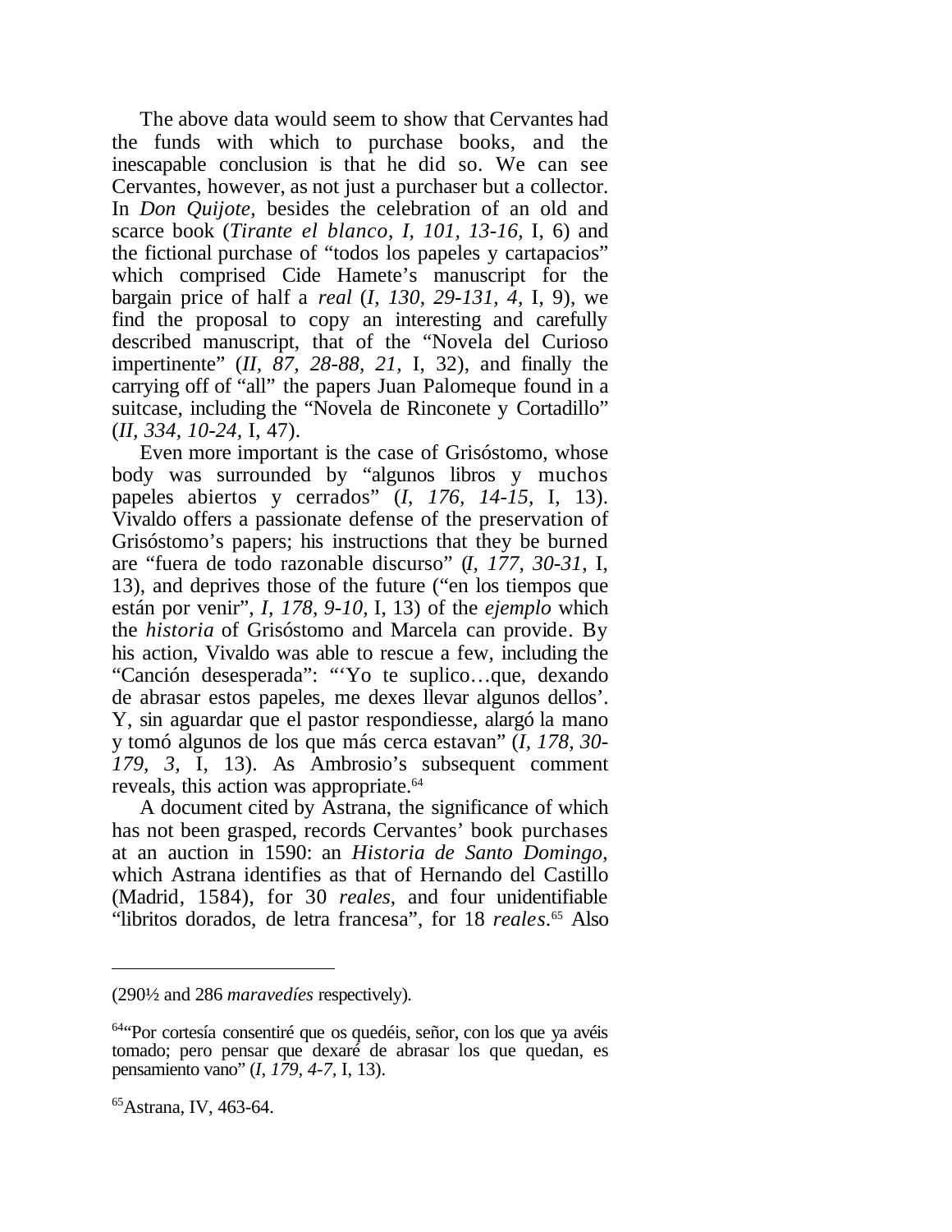The above data would seem to show that Cervantes had the funds with which to purchase books, and the inescapable conclusion is that he did so. We can see Cervantes, however, as not just a purchaser but a collector. In *Don Quijote*, besides the celebration of an old and scarce book (*Tirante el blanco, I, 101, 13-16,* I, 6) and the fictional purchase of "todos los papeles y cartapacios" which comprised Cide Hamete's manuscript for the bargain price of half a *real* (*I, 130, 29-131, 4,* I, 9), we find the proposal to copy an interesting and carefully described manuscript, that of the "Novela del Curioso impertinente" (*II, 87, 28-88, 21,* I, 32), and finally the carrying off of "all" the papers Juan Palomeque found in a suitcase, including the "Novela de Rinconete y Cortadillo" (*II, 334, 10-24,* I, 47).

Even more important is the case of Grisóstomo, whose body was surrounded by "algunos libros y muchos papeles abiertos y cerrados" (*I, 176, 14-15,* I, 13). Vivaldo offers a passionate defense of the preservation of Grisóstomo's papers; his instructions that they be burned are "fuera de todo razonable discurso" (*I, 177, 30-31,* I, 13), and deprives those of the future ("en los tiempos que están por venir", *I, 178, 9-10,* I, 13) of the *ejemplo* which the *historia* of Grisóstomo and Marcela can provide. By his action, Vivaldo was able to rescue a few, including the "Canción desesperada": "'Yo te suplico…que, dexando de abrasar estos papeles, me dexes llevar algunos dellos'. Y, sin aguardar que el pastor respondiesse, alargó la mano y tomó algunos de los que más cerca estavan" (*I, 178, 30-179, 3,* I, 13). As Ambrosio's subsequent comment reveals, this action was appropriate.[64]

A document cited by Astrana, the significance of which has not been grasped, records Cervantes' book purchases at an auction in 1590: an *Historia de Santo Domingo*, which Astrana identifies as that of Hernando del Castillo (Madrid, 1584), for 30 *reales*, and four unidentifiable "libritos dorados, de letra francesa", for 18 *reales*.[65] Also

---

(290½ and 286 *maravedíes* respectively).

[64]"Por cortesía consentiré que os quedéis, señor, con los que ya avéis tomado; pero pensar que dexaré de abrasar los que quedan, es pensamiento vano" (*I, 179, 4-7,* I, 13).

[65]Astrana, IV, 463-64.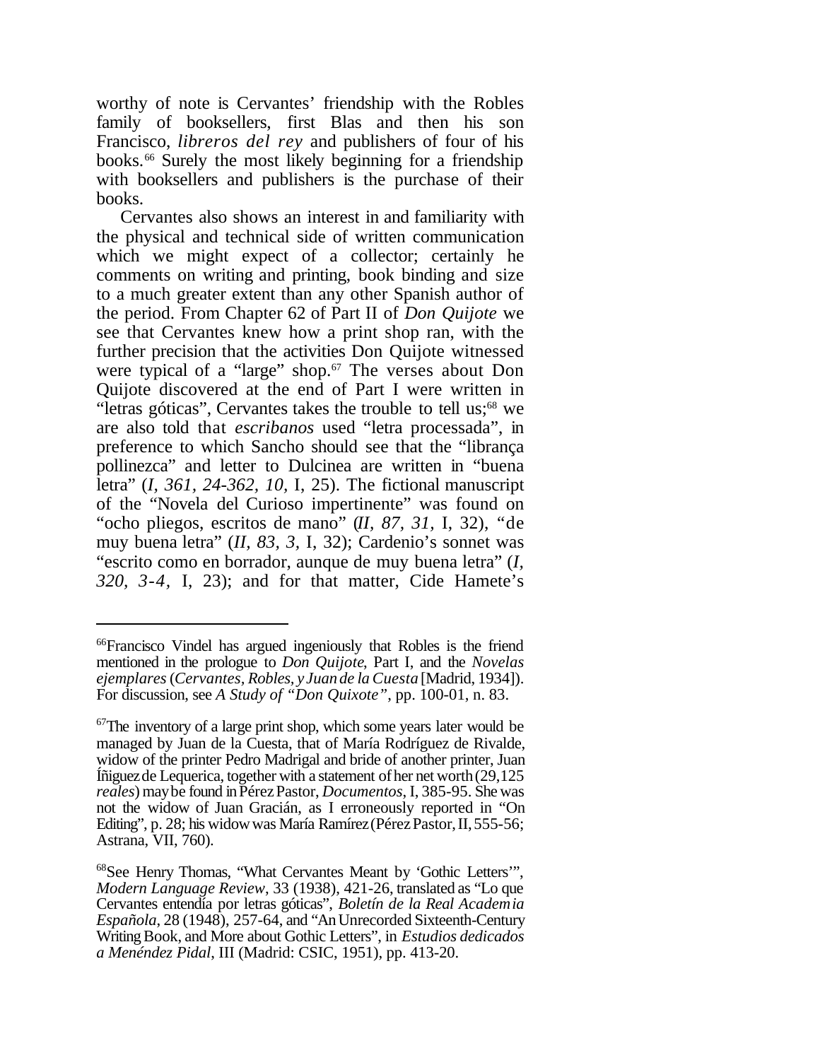worthy of note is Cervantes' friendship with the Robles family of booksellers, first Blas and then his son Francisco, *libreros del rey* and publishers of four of his books.[66] Surely the most likely beginning for a friendship with booksellers and publishers is the purchase of their books.

Cervantes also shows an interest in and familiarity with the physical and technical side of written communication which we might expect of a collector; certainly he comments on writing and printing, book binding and size to a much greater extent than any other Spanish author of the period. From Chapter 62 of Part II of *Don Quijote* we see that Cervantes knew how a print shop ran, with the further precision that the activities Don Quijote witnessed were typical of a "large" shop.[67] The verses about Don Quijote discovered at the end of Part I were written in "letras góticas", Cervantes takes the trouble to tell us;[68] we are also told that *escribanos* used "letra processada", in preference to which Sancho should see that the "librança pollinezca" and letter to Dulcinea are written in "buena letra" (*I, 361, 24-362, 10,* I, 25). The fictional manuscript of the "Novela del Curioso impertinente" was found on "ocho pliegos, escritos de mano" (*II, 87, 31,* I, 32), "de muy buena letra" (*II, 83, 3,* I, 32); Cardenio's sonnet was "escrito como en borrador, aunque de muy buena letra" (*I, 320, 3-4,* I, 23); and for that matter, Cide Hamete's

---

[66] Francisco Vindel has argued ingeniously that Robles is the friend mentioned in the prologue to *Don Quijote*, Part I, and the *Novelas ejemplares* (*Cervantes, Robles, y Juan de la Cuesta* [Madrid, 1934]). For discussion, see *A Study of "Don Quixote"*, pp. 100-01, n. 83.

[67] The inventory of a large print shop, which some years later would be managed by Juan de la Cuesta, that of María Rodríguez de Rivalde, widow of the printer Pedro Madrigal and bride of another printer, Juan Íñiguez de Lequerica, together with a statement of her net worth (29,125 *reales*) may be found in Pérez Pastor, *Documentos*, I, 385-95. She was not the widow of Juan Gracián, as I erroneously reported in "On Editing", p. 28; his widow was María Ramírez (Pérez Pastor, II, 555-56; Astrana, VII, 760).

[68] See Henry Thomas, "What Cervantes Meant by 'Gothic Letters'", *Modern Language Review*, 33 (1938), 421-26, translated as "Lo que Cervantes entendía por letras góticas", *Boletín de la Real Academia Española*, 28 (1948), 257-64, and "An Unrecorded Sixteenth-Century Writing Book, and More about Gothic Letters", in *Estudios dedicados a Menéndez Pidal*, III (Madrid: CSIC, 1951), pp. 413-20.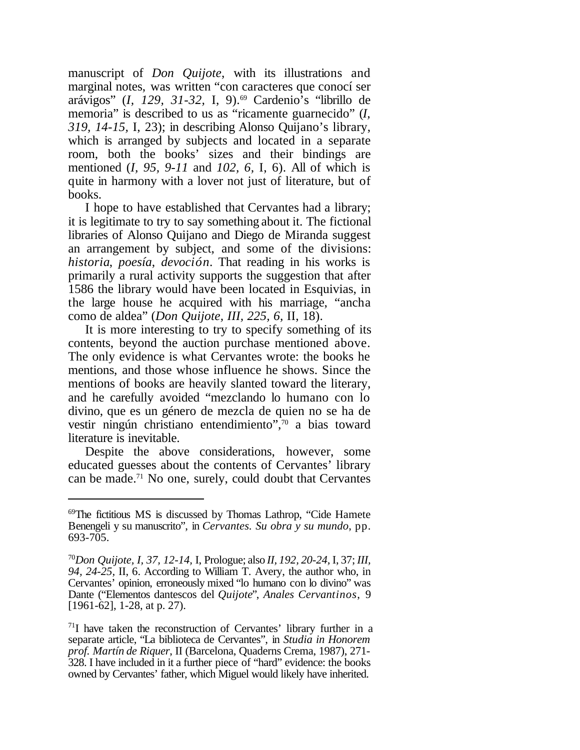manuscript of *Don Quijote*, with its illustrations and marginal notes, was written "con caracteres que conocí ser arávigos" (*I, 129, 31-32*, I, 9).[69] Cardenio's "librillo de memoria" is described to us as "ricamente guarnecido" (*I, 319, 14-15*, I, 23); in describing Alonso Quijano's library, which is arranged by subjects and located in a separate room, both the books' sizes and their bindings are mentioned (*I, 95, 9-11* and *102, 6*, I, 6). All of which is quite in harmony with a lover not just of literature, but of books.

I hope to have established that Cervantes had a library; it is legitimate to try to say something about it. The fictional libraries of Alonso Quijano and Diego de Miranda suggest an arrangement by subject, and some of the divisions: *historia*, *poesía*, *devoción*. That reading in his works is primarily a rural activity supports the suggestion that after 1586 the library would have been located in Esquivias, in the large house he acquired with his marriage, "ancha como de aldea" (*Don Quijote, III, 225, 6*, II, 18).

It is more interesting to try to specify something of its contents, beyond the auction purchase mentioned above. The only evidence is what Cervantes wrote: the books he mentions, and those whose influence he shows. Since the mentions of books are heavily slanted toward the literary, and he carefully avoided "mezclando lo humano con lo divino, que es un género de mezcla de quien no se ha de vestir ningún christiano entendimiento",[70] a bias toward literature is inevitable.

Despite the above considerations, however, some educated guesses about the contents of Cervantes' library can be made.[71] No one, surely, could doubt that Cervantes

---

[69]The fictitious MS is discussed by Thomas Lathrop, "Cide Hamete Benengeli y su manuscrito", in *Cervantes. Su obra y su mundo*, pp. 693-705.

[70]*Don Quijote, I, 37, 12-14*, I, Prologue; also *II, 192, 20-24*, I, 37; *III, 94, 24-25*, II, 6. According to William T. Avery, the author who, in Cervantes' opinion, erroneously mixed "lo humano con lo divino" was Dante ("Elementos dantescos del *Quijote*", *Anales Cervantinos*, 9 [1961-62], 1-28, at p. 27).

[71]I have taken the reconstruction of Cervantes' library further in a separate article, "La biblioteca de Cervantes", in *Studia in Honorem prof. Martín de Riquer*, II (Barcelona, Quaderns Crema, 1987), 271-328. I have included in it a further piece of "hard" evidence: the books owned by Cervantes' father, which Miguel would likely have inherited.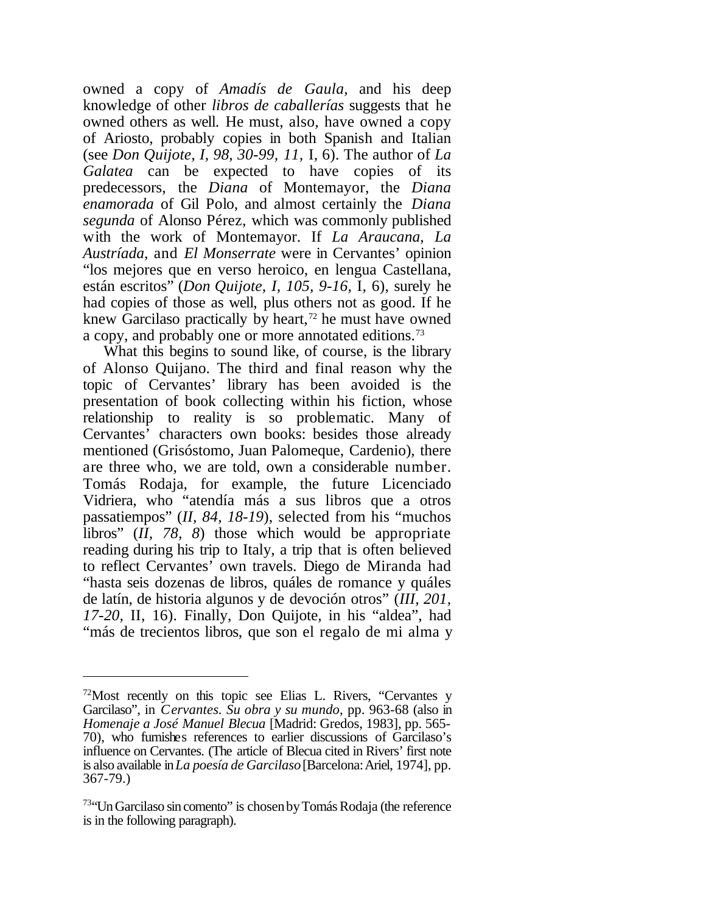owned a copy of *Amadís de Gaula,* and his deep knowledge of other *libros de caballerías* suggests that he owned others as well. He must, also, have owned a copy of Ariosto, probably copies in both Spanish and Italian (see *Don Quijote, I, 98, 30-99, 11,* I, 6). The author of *La Galatea* can be expected to have copies of its predecessors, the *Diana* of Montemayor, the *Diana enamorada* of Gil Polo, and almost certainly the *Diana segunda* of Alonso Pérez, which was commonly published with the work of Montemayor. If *La Araucana*, *La Austríada,* and *El Monserrate* were in Cervantes' opinion "los mejores que en verso heroico, en lengua Castellana, están escritos" (*Don Quijote, I, 105, 9-16,* I, 6), surely he had copies of those as well, plus others not as good. If he knew Garcilaso practically by heart,[72] he must have owned a copy, and probably one or more annotated editions.[73]

What this begins to sound like, of course, is the library of Alonso Quijano. The third and final reason why the topic of Cervantes' library has been avoided is the presentation of book collecting within his fiction, whose relationship to reality is so problematic. Many of Cervantes' characters own books: besides those already mentioned (Grisóstomo, Juan Palomeque, Cardenio), there are three who, we are told, own a considerable number. Tomás Rodaja, for example, the future Licenciado Vidriera, who "atendía más a sus libros que a otros passatiempos" (*II, 84, 18-19*), selected from his "muchos libros" (*II, 78, 8*) those which would be appropriate reading during his trip to Italy, a trip that is often believed to reflect Cervantes' own travels. Diego de Miranda had "hasta seis dozenas de libros, quáles de romance y quáles de latín, de historia algunos y de devoción otros" (*III, 201, 17-20,* II, 16). Finally, Don Quijote, in his "aldea", had "más de trecientos libros, que son el regalo de mi alma y

---

[72] Most recently on this topic see Elias L. Rivers, "Cervantes y Garcilaso", in *Cervantes. Su obra y su mundo*, pp. 963-68 (also in *Homenaje a José Manuel Blecua* [Madrid: Gredos, 1983], pp. 565-70), who furnishes references to earlier discussions of Garcilaso's influence on Cervantes. (The article of Blecua cited in Rivers' first note is also available in *La poesía de Garcilaso* [Barcelona: Ariel, 1974], pp. 367-79.)

[73] "Un Garcilaso sin comento" is chosen by Tomás Rodaja (the reference is in the following paragraph).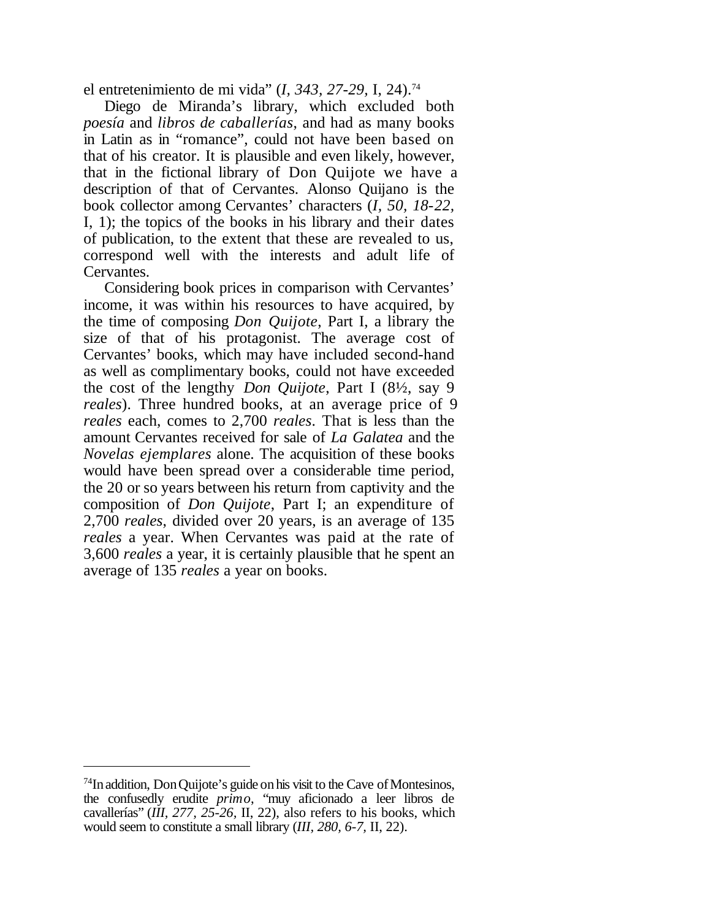el entretenimiento de mi vida" (*I, 343, 27-29,* I, 24).[74]

Diego de Miranda's library, which excluded both *poesía* and *libros de caballerías*, and had as many books in Latin as in "romance", could not have been based on that of his creator. It is plausible and even likely, however, that in the fictional library of Don Quijote we have a description of that of Cervantes. Alonso Quijano is the book collector among Cervantes' characters (*I, 50, 18-22,* I, 1); the topics of the books in his library and their dates of publication, to the extent that these are revealed to us, correspond well with the interests and adult life of Cervantes.

Considering book prices in comparison with Cervantes' income, it was within his resources to have acquired, by the time of composing *Don Quijote*, Part I, a library the size of that of his protagonist. The average cost of Cervantes' books, which may have included second-hand as well as complimentary books, could not have exceeded the cost of the lengthy *Don Quijote*, Part I (8½, say 9 *reales*). Three hundred books, at an average price of 9 *reales* each, comes to 2,700 *reales*. That is less than the amount Cervantes received for sale of *La Galatea* and the *Novelas ejemplares* alone. The acquisition of these books would have been spread over a considerable time period, the 20 or so years between his return from captivity and the composition of *Don Quijote*, Part I; an expenditure of 2,700 *reales*, divided over 20 years, is an average of 135 *reales* a year. When Cervantes was paid at the rate of 3,600 *reales* a year, it is certainly plausible that he spent an average of 135 *reales* a year on books.

---

[74] In addition, Don Quijote's guide on his visit to the Cave of Montesinos, the confusedly erudite *primo*, "muy aficionado a leer libros de cavallerías" (*III, 277, 25-26,* II, 22), also refers to his books, which would seem to constitute a small library (*III, 280, 6-7,* II, 22).